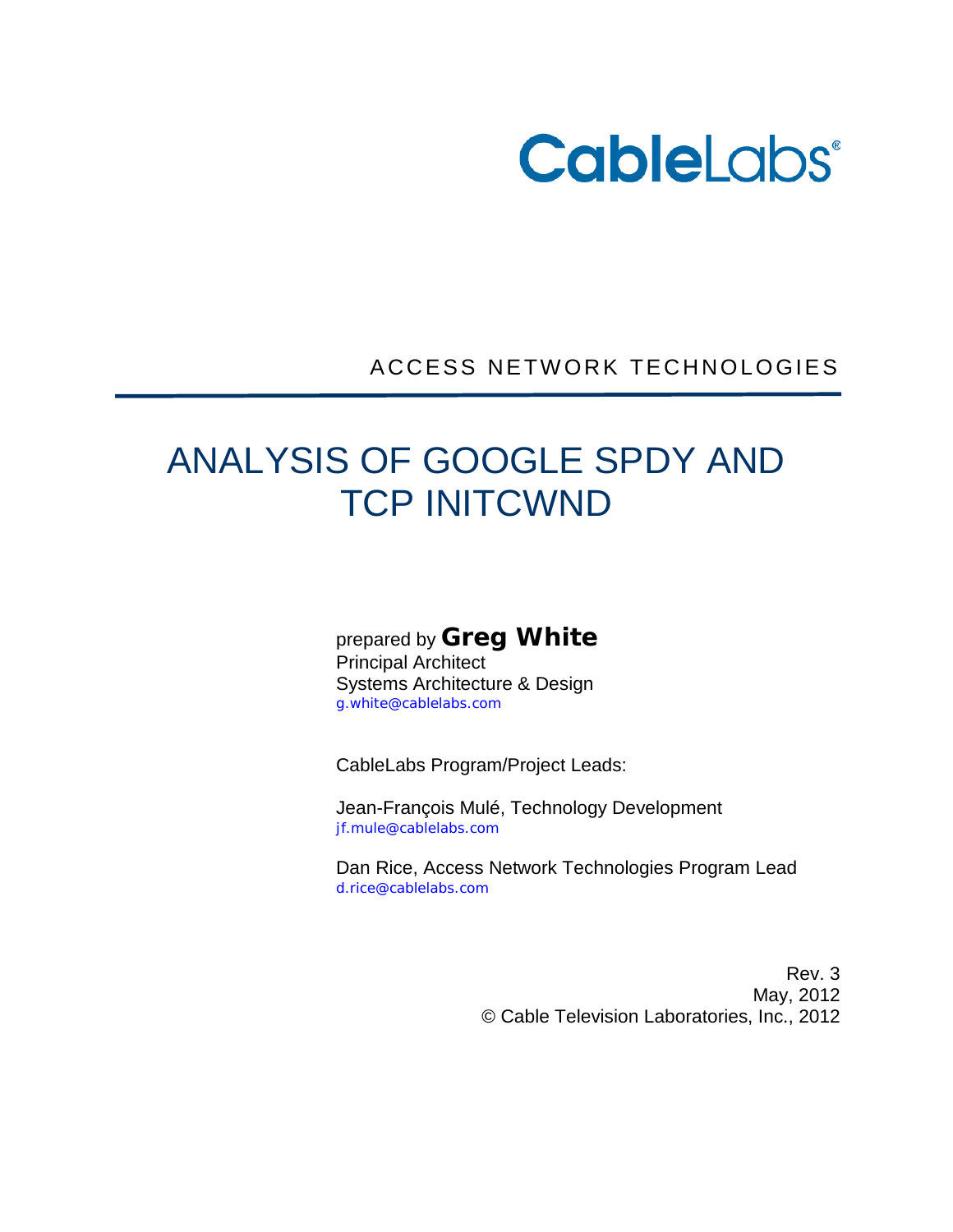CableLabs®

ACCESS NETWORK TECHNOLOGIES

# ANALYSIS OF GOOGLE SPDY AND TCP INITCWND

prepared by **Greg White**
Principal Architect
Systems Architecture & Design
g.white@cablelabs.com

CableLabs Program/Project Leads:

Jean-François Mulé, Technology Development
jf.mule@cablelabs.com

Dan Rice, Access Network Technologies Program Lead
d.rice@cablelabs.com

Rev. 3
May, 2012
© Cable Television Laboratories, Inc., 2012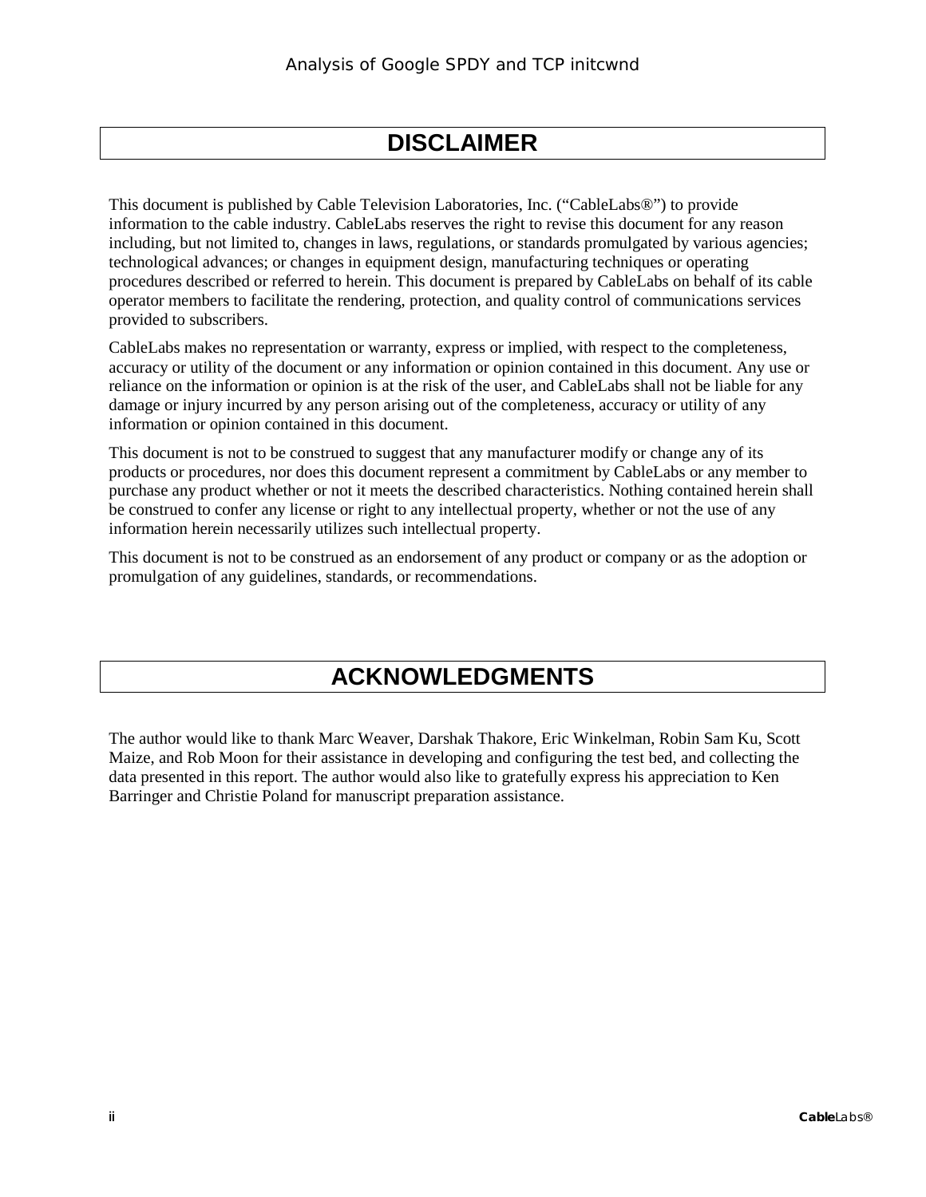# DISCLAIMER

This document is published by Cable Television Laboratories, Inc. ("CableLabs®") to provide information to the cable industry. CableLabs reserves the right to revise this document for any reason including, but not limited to, changes in laws, regulations, or standards promulgated by various agencies; technological advances; or changes in equipment design, manufacturing techniques or operating procedures described or referred to herein. This document is prepared by CableLabs on behalf of its cable operator members to facilitate the rendering, protection, and quality control of communications services provided to subscribers.

CableLabs makes no representation or warranty, express or implied, with respect to the completeness, accuracy or utility of the document or any information or opinion contained in this document. Any use or reliance on the information or opinion is at the risk of the user, and CableLabs shall not be liable for any damage or injury incurred by any person arising out of the completeness, accuracy or utility of any information or opinion contained in this document.

This document is not to be construed to suggest that any manufacturer modify or change any of its products or procedures, nor does this document represent a commitment by CableLabs or any member to purchase any product whether or not it meets the described characteristics. Nothing contained herein shall be construed to confer any license or right to any intellectual property, whether or not the use of any information herein necessarily utilizes such intellectual property.

This document is not to be construed as an endorsement of any product or company or as the adoption or promulgation of any guidelines, standards, or recommendations.

# ACKNOWLEDGMENTS

The author would like to thank Marc Weaver, Darshak Thakore, Eric Winkelman, Robin Sam Ku, Scott Maize, and Rob Moon for their assistance in developing and configuring the test bed, and collecting the data presented in this report. The author would also like to gratefully express his appreciation to Ken Barringer and Christie Poland for manuscript preparation assistance.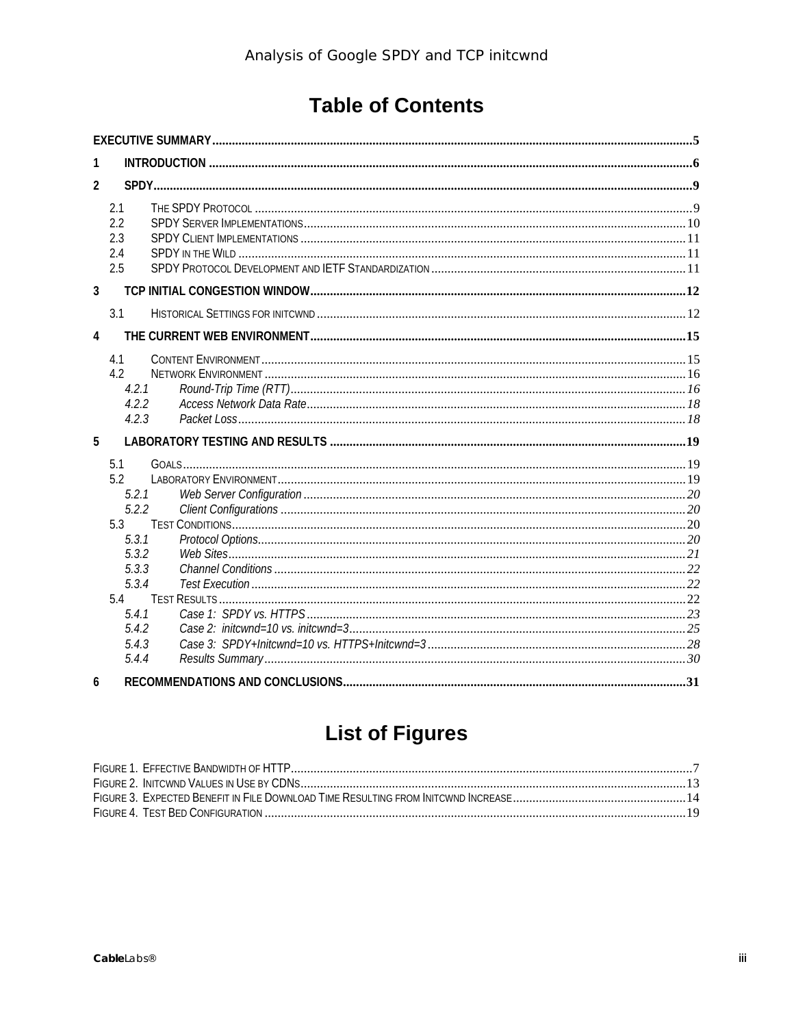# Table of Contents

| | | |
|---|---|---|
| **EXECUTIVE SUMMARY** | | **5** |
| **1** | **INTRODUCTION** | **6** |
| **2** | **SPDY** | **9** |
| 2.1 | THE SPDY PROTOCOL | 9 |
| 2.2 | SPDY SERVER IMPLEMENTATIONS | 10 |
| 2.3 | SPDY CLIENT IMPLEMENTATIONS | 11 |
| 2.4 | SPDY IN THE WILD | 11 |
| 2.5 | SPDY PROTOCOL DEVELOPMENT AND IETF STANDARDIZATION | 11 |
| **3** | **TCP INITIAL CONGESTION WINDOW** | **12** |
| 3.1 | HISTORICAL SETTINGS FOR INITCWND | 12 |
| **4** | **THE CURRENT WEB ENVIRONMENT** | **15** |
| 4.1 | CONTENT ENVIRONMENT | 15 |
| 4.2 | NETWORK ENVIRONMENT | 16 |
| *4.2.1* | *Round-Trip Time (RTT)* | *16* |
| *4.2.2* | *Access Network Data Rate* | *18* |
| *4.2.3* | *Packet Loss* | *18* |
| **5** | **LABORATORY TESTING AND RESULTS** | **19** |
| 5.1 | GOALS | 19 |
| 5.2 | LABORATORY ENVIRONMENT | 19 |
| *5.2.1* | *Web Server Configuration* | *20* |
| *5.2.2* | *Client Configurations* | *20* |
| 5.3 | TEST CONDITIONS | 20 |
| *5.3.1* | *Protocol Options* | *20* |
| *5.3.2* | *Web Sites* | *21* |
| *5.3.3* | *Channel Conditions* | *22* |
| *5.3.4* | *Test Execution* | *22* |
| 5.4 | TEST RESULTS | 22 |
| *5.4.1* | *Case 1: SPDY vs. HTTPS* | *23* |
| *5.4.2* | *Case 2: initcwnd=10 vs. initcwnd=3* | *25* |
| *5.4.3* | *Case 3: SPDY+Initcwnd=10 vs. HTTPS+Initcwnd=3* | *28* |
| *5.4.4* | *Results Summary* | *30* |
| **6** | **RECOMMENDATIONS AND CONCLUSIONS** | **31** |

# List of Figures

| | |
|---|---|
| FIGURE 1. EFFECTIVE BANDWIDTH OF HTTP | 7 |
| FIGURE 2. INITCWND VALUES IN USE BY CDNS | 13 |
| FIGURE 3. EXPECTED BENEFIT IN FILE DOWNLOAD TIME RESULTING FROM INITCWND INCREASE | 14 |
| FIGURE 4. TEST BED CONFIGURATION | 19 |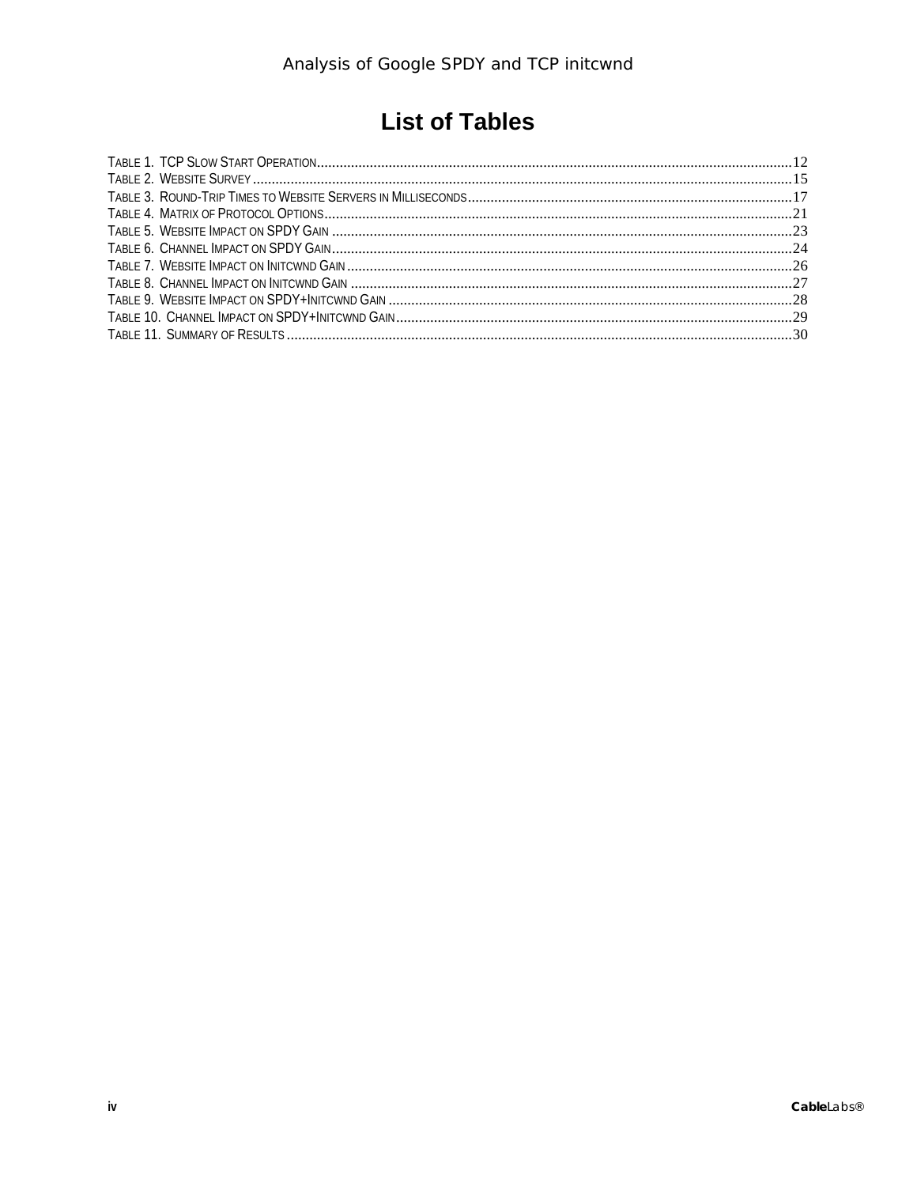# List of Tables

Table 1. TCP Slow Start Operation ....................................................................................................................12
Table 2. Website Survey ....................................................................................................................................15
Table 3. Round-Trip Times to Website Servers in Milliseconds ..........................................................................17
Table 4. Matrix of Protocol Options ...................................................................................................................21
Table 5. Website Impact on SPDY Gain ............................................................................................................23
Table 6. Channel Impact on SPDY Gain ............................................................................................................24
Table 7. Website Impact on Initcwnd Gain .........................................................................................................26
Table 8. Channel Impact on Initcwnd Gain .........................................................................................................27
Table 9. Website Impact on SPDY+Initcwnd Gain .............................................................................................28
Table 10. Channel Impact on SPDY+Initcwnd Gain ...........................................................................................29
Table 11. Summary of Results ...........................................................................................................................30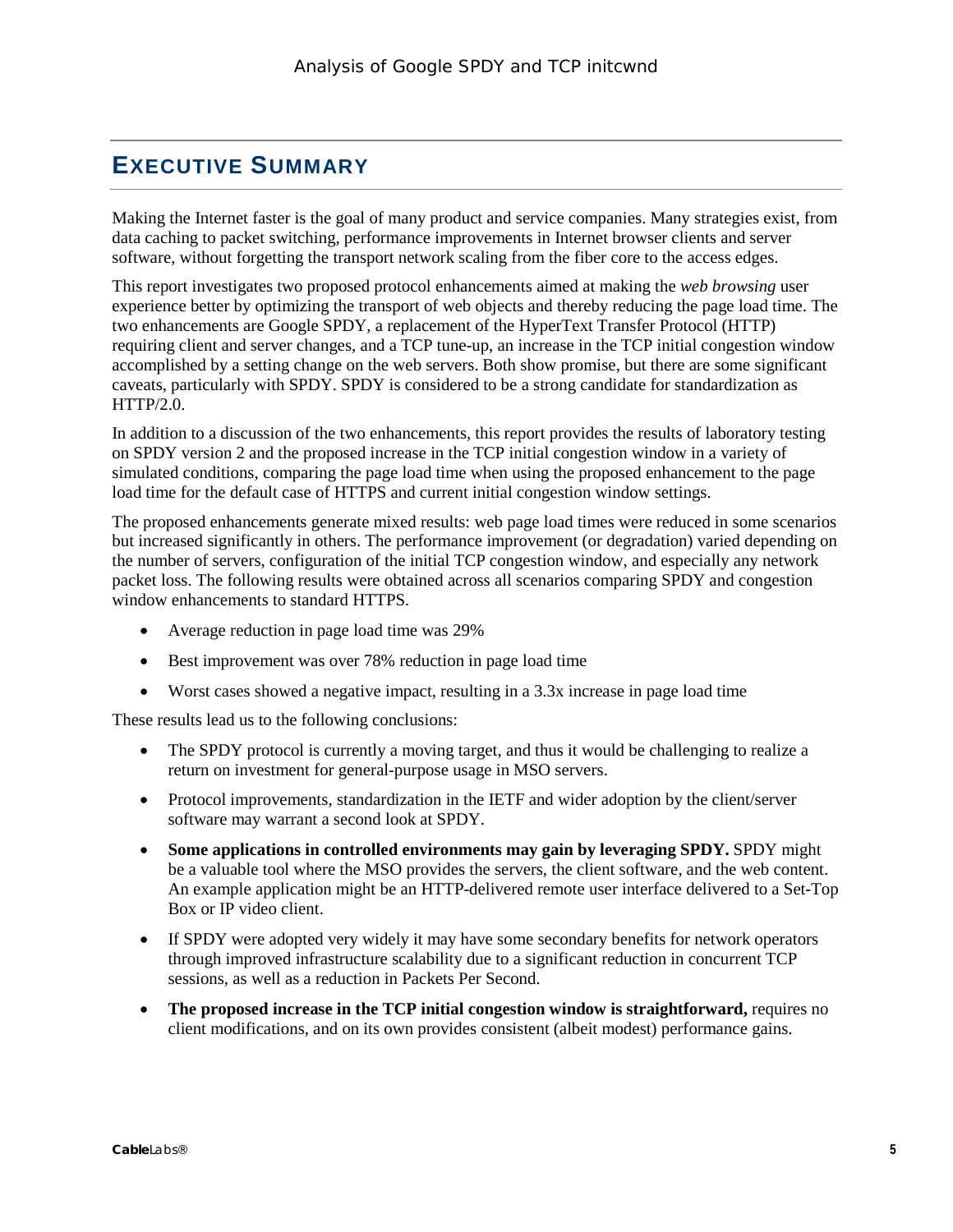# EXECUTIVE SUMMARY

Making the Internet faster is the goal of many product and service companies. Many strategies exist, from data caching to packet switching, performance improvements in Internet browser clients and server software, without forgetting the transport network scaling from the fiber core to the access edges.

This report investigates two proposed protocol enhancements aimed at making the *web browsing* user experience better by optimizing the transport of web objects and thereby reducing the page load time. The two enhancements are Google SPDY, a replacement of the HyperText Transfer Protocol (HTTP) requiring client and server changes, and a TCP tune-up, an increase in the TCP initial congestion window accomplished by a setting change on the web servers. Both show promise, but there are some significant caveats, particularly with SPDY. SPDY is considered to be a strong candidate for standardization as HTTP/2.0.

In addition to a discussion of the two enhancements, this report provides the results of laboratory testing on SPDY version 2 and the proposed increase in the TCP initial congestion window in a variety of simulated conditions, comparing the page load time when using the proposed enhancement to the page load time for the default case of HTTPS and current initial congestion window settings.

The proposed enhancements generate mixed results: web page load times were reduced in some scenarios but increased significantly in others. The performance improvement (or degradation) varied depending on the number of servers, configuration of the initial TCP congestion window, and especially any network packet loss. The following results were obtained across all scenarios comparing SPDY and congestion window enhancements to standard HTTPS.

- Average reduction in page load time was 29%
- Best improvement was over 78% reduction in page load time
- Worst cases showed a negative impact, resulting in a 3.3x increase in page load time

These results lead us to the following conclusions:

- The SPDY protocol is currently a moving target, and thus it would be challenging to realize a return on investment for general-purpose usage in MSO servers.
- Protocol improvements, standardization in the IETF and wider adoption by the client/server software may warrant a second look at SPDY.
- **Some applications in controlled environments may gain by leveraging SPDY.** SPDY might be a valuable tool where the MSO provides the servers, the client software, and the web content. An example application might be an HTTP-delivered remote user interface delivered to a Set-Top Box or IP video client.
- If SPDY were adopted very widely it may have some secondary benefits for network operators through improved infrastructure scalability due to a significant reduction in concurrent TCP sessions, as well as a reduction in Packets Per Second.
- **The proposed increase in the TCP initial congestion window is straightforward,** requires no client modifications, and on its own provides consistent (albeit modest) performance gains.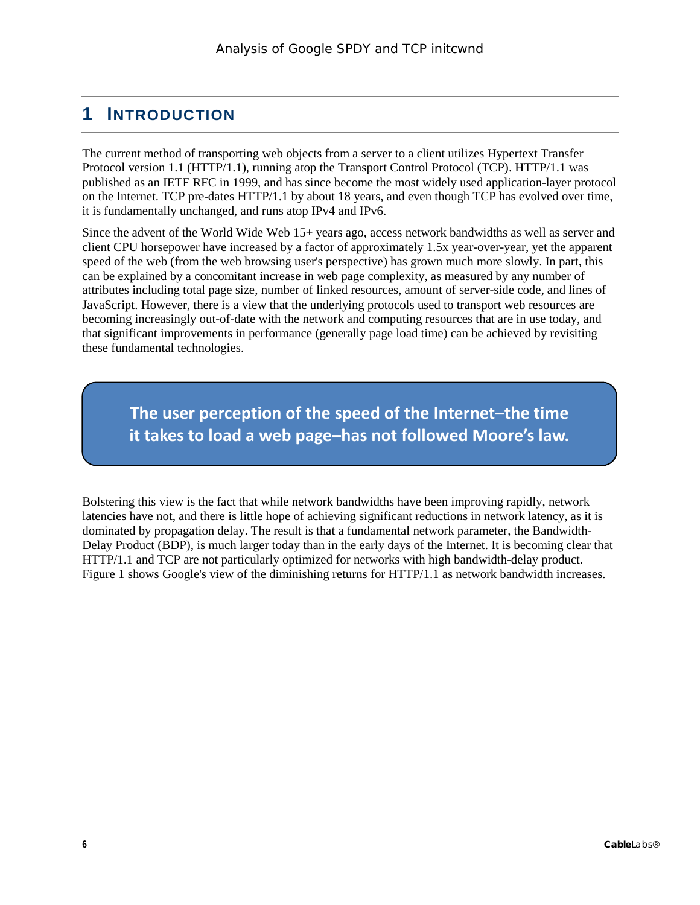# 1 INTRODUCTION

The current method of transporting web objects from a server to a client utilizes Hypertext Transfer Protocol version 1.1 (HTTP/1.1), running atop the Transport Control Protocol (TCP). HTTP/1.1 was published as an IETF RFC in 1999, and has since become the most widely used application-layer protocol on the Internet. TCP pre-dates HTTP/1.1 by about 18 years, and even though TCP has evolved over time, it is fundamentally unchanged, and runs atop IPv4 and IPv6.

Since the advent of the World Wide Web 15+ years ago, access network bandwidths as well as server and client CPU horsepower have increased by a factor of approximately 1.5x year-over-year, yet the apparent speed of the web (from the web browsing user's perspective) has grown much more slowly. In part, this can be explained by a concomitant increase in web page complexity, as measured by any number of attributes including total page size, number of linked resources, amount of server-side code, and lines of JavaScript. However, there is a view that the underlying protocols used to transport web resources are becoming increasingly out-of-date with the network and computing resources that are in use today, and that significant improvements in performance (generally page load time) can be achieved by revisiting these fundamental technologies.

> **The user perception of the speed of the Internet–the time it takes to load a web page–has not followed Moore's law.**

Bolstering this view is the fact that while network bandwidths have been improving rapidly, network latencies have not, and there is little hope of achieving significant reductions in network latency, as it is dominated by propagation delay. The result is that a fundamental network parameter, the Bandwidth-Delay Product (BDP), is much larger today than in the early days of the Internet. It is becoming clear that HTTP/1.1 and TCP are not particularly optimized for networks with high bandwidth-delay product. Figure 1 shows Google's view of the diminishing returns for HTTP/1.1 as network bandwidth increases.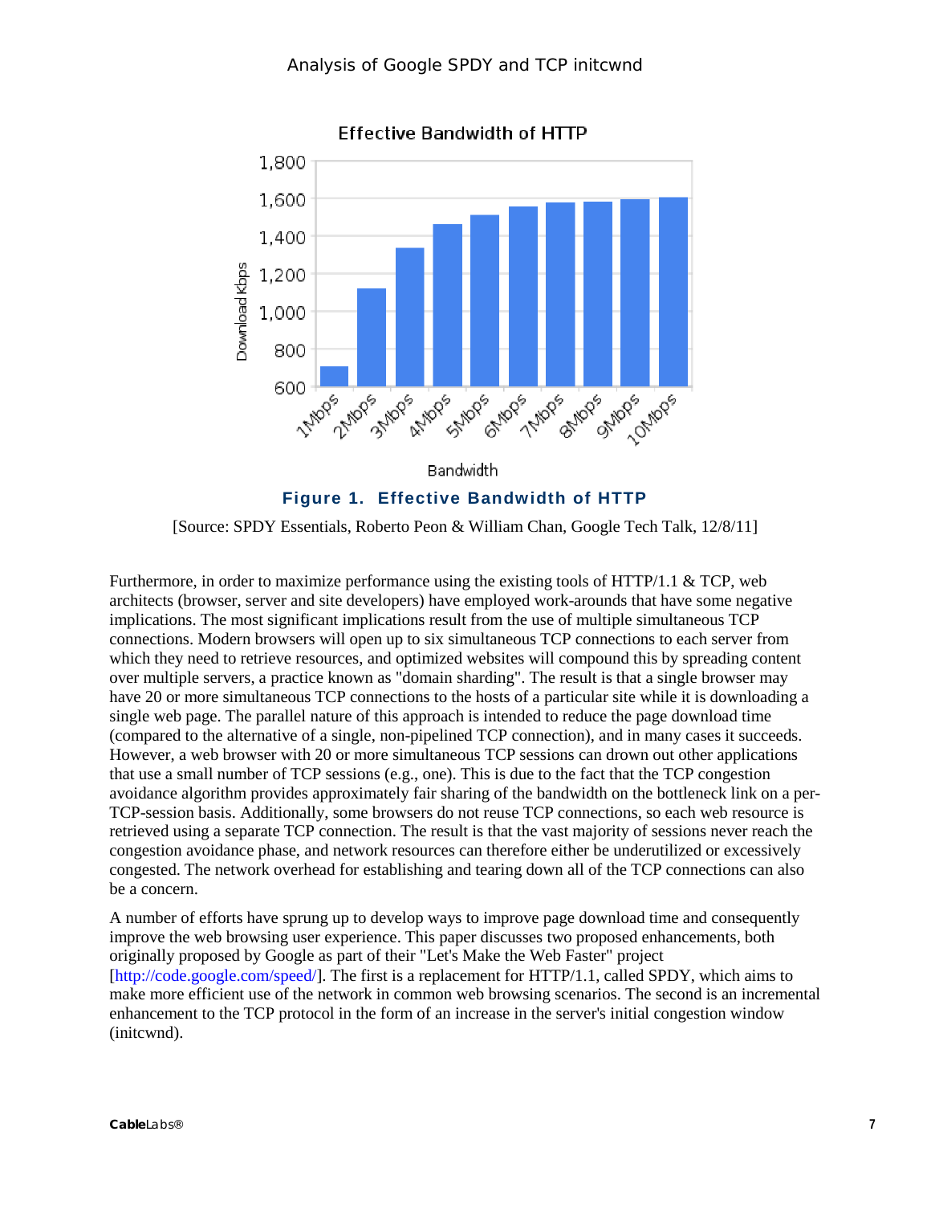**Figure 1. Effective Bandwidth of HTTP**

[Source: SPDY Essentials, Roberto Peon & William Chan, Google Tech Talk, 12/8/11]

Furthermore, in order to maximize performance using the existing tools of HTTP/1.1 & TCP, web architects (browser, server and site developers) have employed work-arounds that have some negative implications. The most significant implications result from the use of multiple simultaneous TCP connections. Modern browsers will open up to six simultaneous TCP connections to each server from which they need to retrieve resources, and optimized websites will compound this by spreading content over multiple servers, a practice known as "domain sharding". The result is that a single browser may have 20 or more simultaneous TCP connections to the hosts of a particular site while it is downloading a single web page. The parallel nature of this approach is intended to reduce the page download time (compared to the alternative of a single, non-pipelined TCP connection), and in many cases it succeeds. However, a web browser with 20 or more simultaneous TCP sessions can drown out other applications that use a small number of TCP sessions (e.g., one). This is due to the fact that the TCP congestion avoidance algorithm provides approximately fair sharing of the bandwidth on the bottleneck link on a per-TCP-session basis. Additionally, some browsers do not reuse TCP connections, so each web resource is retrieved using a separate TCP connection. The result is that the vast majority of sessions never reach the congestion avoidance phase, and network resources can therefore either be underutilized or excessively congested. The network overhead for establishing and tearing down all of the TCP connections can also be a concern.

A number of efforts have sprung up to develop ways to improve page download time and consequently improve the web browsing user experience. This paper discusses two proposed enhancements, both originally proposed by Google as part of their "Let's Make the Web Faster" project [http://code.google.com/speed/]. The first is a replacement for HTTP/1.1, called SPDY, which aims to make more efficient use of the network in common web browsing scenarios. The second is an incremental enhancement to the TCP protocol in the form of an increase in the server's initial congestion window (initcwnd).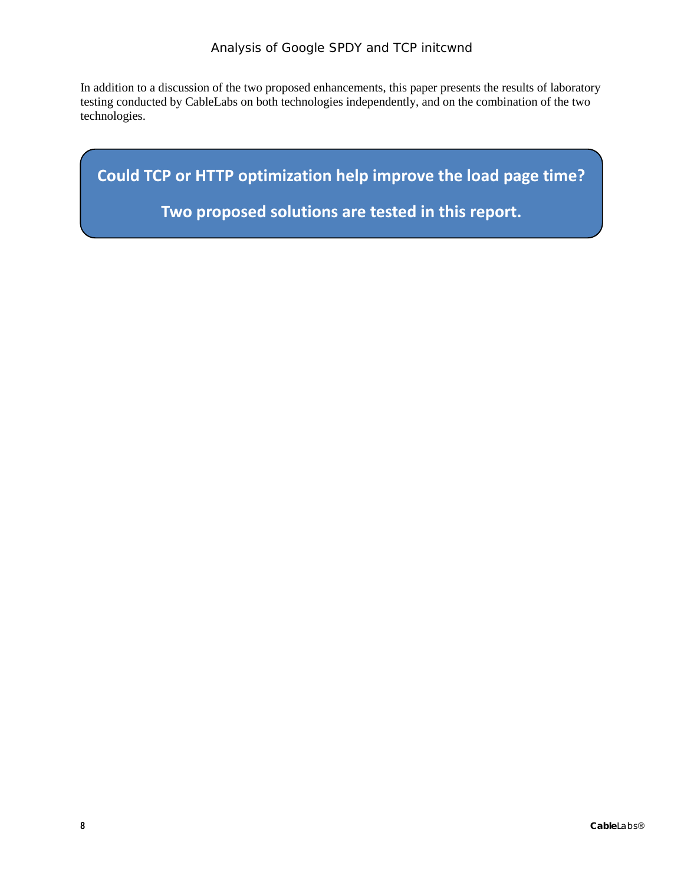In addition to a discussion of the two proposed enhancements, this paper presents the results of laboratory testing conducted by CableLabs on both technologies independently, and on the combination of the two technologies.

> **Could TCP or HTTP optimization help improve the load page time?**
>
> **Two proposed solutions are tested in this report.**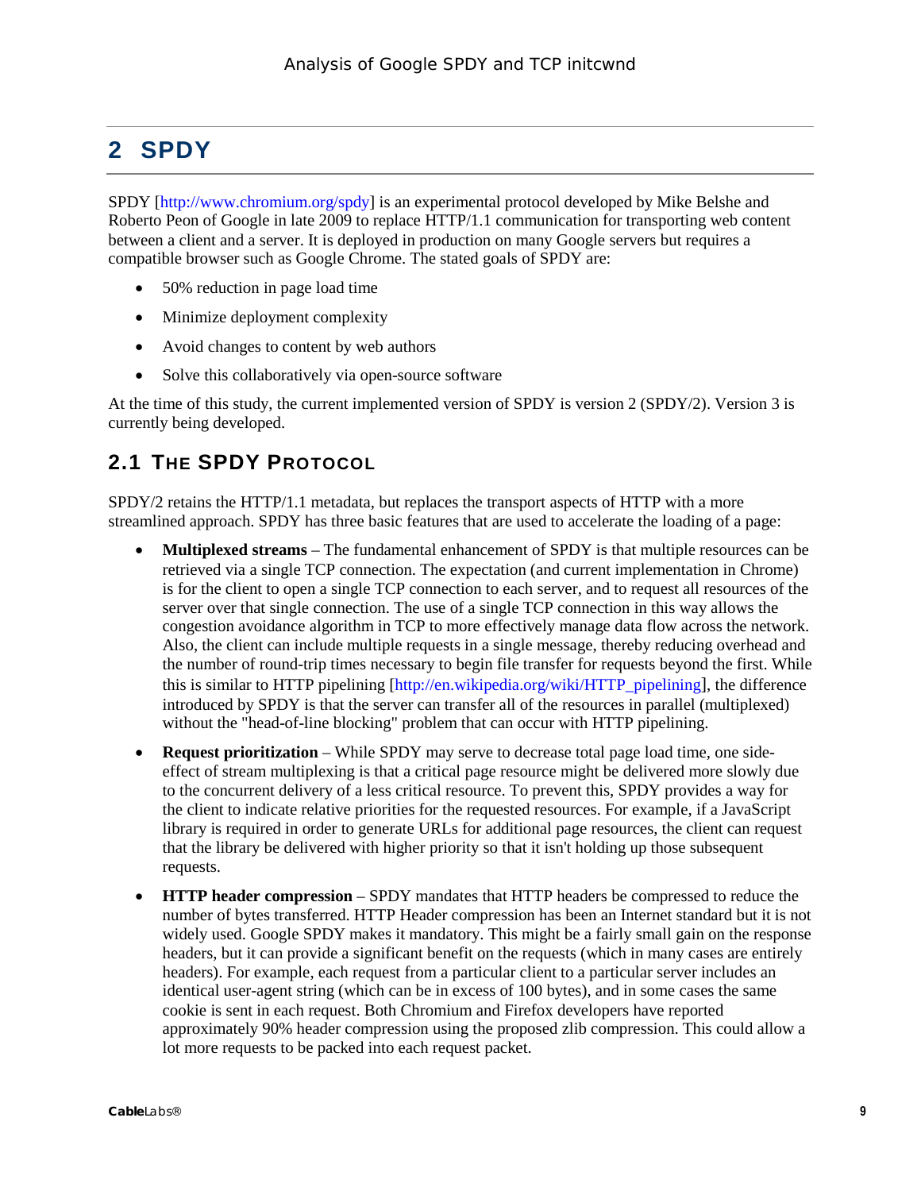# 2 SPDY

SPDY [http://www.chromium.org/spdy] is an experimental protocol developed by Mike Belshe and Roberto Peon of Google in late 2009 to replace HTTP/1.1 communication for transporting web content between a client and a server. It is deployed in production on many Google servers but requires a compatible browser such as Google Chrome. The stated goals of SPDY are:

- 50% reduction in page load time
- Minimize deployment complexity
- Avoid changes to content by web authors
- Solve this collaboratively via open-source software

At the time of this study, the current implemented version of SPDY is version 2 (SPDY/2). Version 3 is currently being developed.

## 2.1 The SPDY Protocol

SPDY/2 retains the HTTP/1.1 metadata, but replaces the transport aspects of HTTP with a more streamlined approach. SPDY has three basic features that are used to accelerate the loading of a page:

- **Multiplexed streams** – The fundamental enhancement of SPDY is that multiple resources can be retrieved via a single TCP connection. The expectation (and current implementation in Chrome) is for the client to open a single TCP connection to each server, and to request all resources of the server over that single connection. The use of a single TCP connection in this way allows the congestion avoidance algorithm in TCP to more effectively manage data flow across the network. Also, the client can include multiple requests in a single message, thereby reducing overhead and the number of round-trip times necessary to begin file transfer for requests beyond the first. While this is similar to HTTP pipelining [http://en.wikipedia.org/wiki/HTTP_pipelining], the difference introduced by SPDY is that the server can transfer all of the resources in parallel (multiplexed) without the "head-of-line blocking" problem that can occur with HTTP pipelining.
- **Request prioritization** – While SPDY may serve to decrease total page load time, one side-effect of stream multiplexing is that a critical page resource might be delivered more slowly due to the concurrent delivery of a less critical resource. To prevent this, SPDY provides a way for the client to indicate relative priorities for the requested resources. For example, if a JavaScript library is required in order to generate URLs for additional page resources, the client can request that the library be delivered with higher priority so that it isn't holding up those subsequent requests.
- **HTTP header compression** – SPDY mandates that HTTP headers be compressed to reduce the number of bytes transferred. HTTP Header compression has been an Internet standard but it is not widely used. Google SPDY makes it mandatory. This might be a fairly small gain on the response headers, but it can provide a significant benefit on the requests (which in many cases are entirely headers). For example, each request from a particular client to a particular server includes an identical user-agent string (which can be in excess of 100 bytes), and in some cases the same cookie is sent in each request. Both Chromium and Firefox developers have reported approximately 90% header compression using the proposed zlib compression. This could allow a lot more requests to be packed into each request packet.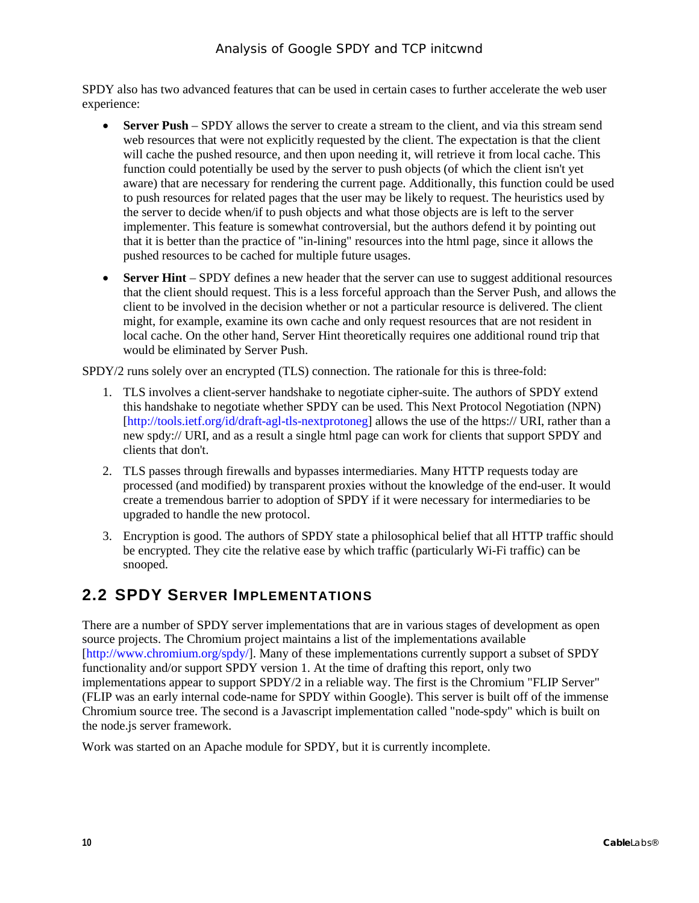SPDY also has two advanced features that can be used in certain cases to further accelerate the web user experience:

- **Server Push** – SPDY allows the server to create a stream to the client, and via this stream send web resources that were not explicitly requested by the client. The expectation is that the client will cache the pushed resource, and then upon needing it, will retrieve it from local cache. This function could potentially be used by the server to push objects (of which the client isn't yet aware) that are necessary for rendering the current page. Additionally, this function could be used to push resources for related pages that the user may be likely to request. The heuristics used by the server to decide when/if to push objects and what those objects are is left to the server implementer. This feature is somewhat controversial, but the authors defend it by pointing out that it is better than the practice of "in-lining" resources into the html page, since it allows the pushed resources to be cached for multiple future usages.
- **Server Hint** – SPDY defines a new header that the server can use to suggest additional resources that the client should request. This is a less forceful approach than the Server Push, and allows the client to be involved in the decision whether or not a particular resource is delivered. The client might, for example, examine its own cache and only request resources that are not resident in local cache. On the other hand, Server Hint theoretically requires one additional round trip that would be eliminated by Server Push.

SPDY/2 runs solely over an encrypted (TLS) connection. The rationale for this is three-fold:

1. TLS involves a client-server handshake to negotiate cipher-suite. The authors of SPDY extend this handshake to negotiate whether SPDY can be used. This Next Protocol Negotiation (NPN) [http://tools.ietf.org/id/draft-agl-tls-nextprotoneg] allows the use of the https:// URI, rather than a new spdy:// URI, and as a result a single html page can work for clients that support SPDY and clients that don't.
2. TLS passes through firewalls and bypasses intermediaries. Many HTTP requests today are processed (and modified) by transparent proxies without the knowledge of the end-user. It would create a tremendous barrier to adoption of SPDY if it were necessary for intermediaries to be upgraded to handle the new protocol.
3. Encryption is good. The authors of SPDY state a philosophical belief that all HTTP traffic should be encrypted. They cite the relative ease by which traffic (particularly Wi-Fi traffic) can be snooped.

## 2.2 SPDY Server Implementations

There are a number of SPDY server implementations that are in various stages of development as open source projects. The Chromium project maintains a list of the implementations available [http://www.chromium.org/spdy/]. Many of these implementations currently support a subset of SPDY functionality and/or support SPDY version 1. At the time of drafting this report, only two implementations appear to support SPDY/2 in a reliable way. The first is the Chromium "FLIP Server" (FLIP was an early internal code-name for SPDY within Google). This server is built off of the immense Chromium source tree. The second is a Javascript implementation called "node-spdy" which is built on the node.js server framework.

Work was started on an Apache module for SPDY, but it is currently incomplete.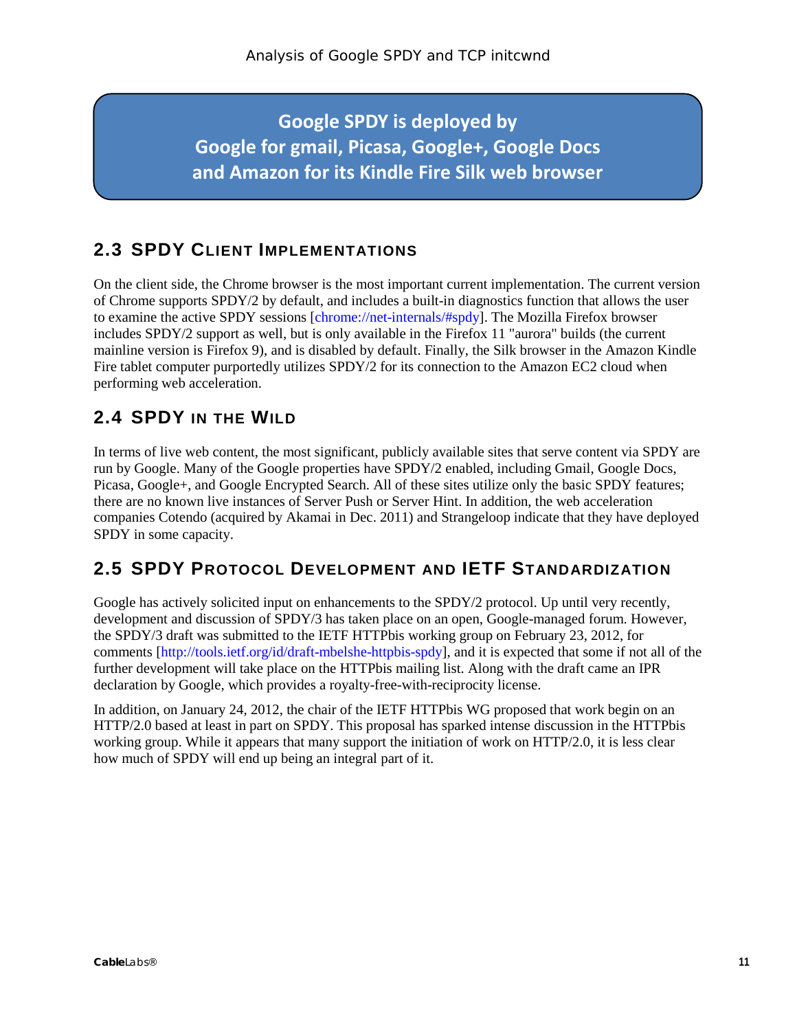**Google SPDY is deployed by Google for gmail, Picasa, Google+, Google Docs and Amazon for its Kindle Fire Silk web browser**

## 2.3 SPDY CLIENT IMPLEMENTATIONS

On the client side, the Chrome browser is the most important current implementation. The current version of Chrome supports SPDY/2 by default, and includes a built-in diagnostics function that allows the user to examine the active SPDY sessions [chrome://net-internals/#spdy]. The Mozilla Firefox browser includes SPDY/2 support as well, but is only available in the Firefox 11 "aurora" builds (the current mainline version is Firefox 9), and is disabled by default. Finally, the Silk browser in the Amazon Kindle Fire tablet computer purportedly utilizes SPDY/2 for its connection to the Amazon EC2 cloud when performing web acceleration.

## 2.4 SPDY IN THE WILD

In terms of live web content, the most significant, publicly available sites that serve content via SPDY are run by Google. Many of the Google properties have SPDY/2 enabled, including Gmail, Google Docs, Picasa, Google+, and Google Encrypted Search. All of these sites utilize only the basic SPDY features; there are no known live instances of Server Push or Server Hint. In addition, the web acceleration companies Cotendo (acquired by Akamai in Dec. 2011) and Strangeloop indicate that they have deployed SPDY in some capacity.

## 2.5 SPDY PROTOCOL DEVELOPMENT AND IETF STANDARDIZATION

Google has actively solicited input on enhancements to the SPDY/2 protocol. Up until very recently, development and discussion of SPDY/3 has taken place on an open, Google-managed forum. However, the SPDY/3 draft was submitted to the IETF HTTPbis working group on February 23, 2012, for comments [http://tools.ietf.org/id/draft-mbelshe-httpbis-spdy], and it is expected that some if not all of the further development will take place on the HTTPbis mailing list. Along with the draft came an IPR declaration by Google, which provides a royalty-free-with-reciprocity license.

In addition, on January 24, 2012, the chair of the IETF HTTPbis WG proposed that work begin on an HTTP/2.0 based at least in part on SPDY. This proposal has sparked intense discussion in the HTTPbis working group. While it appears that many support the initiation of work on HTTP/2.0, it is less clear how much of SPDY will end up being an integral part of it.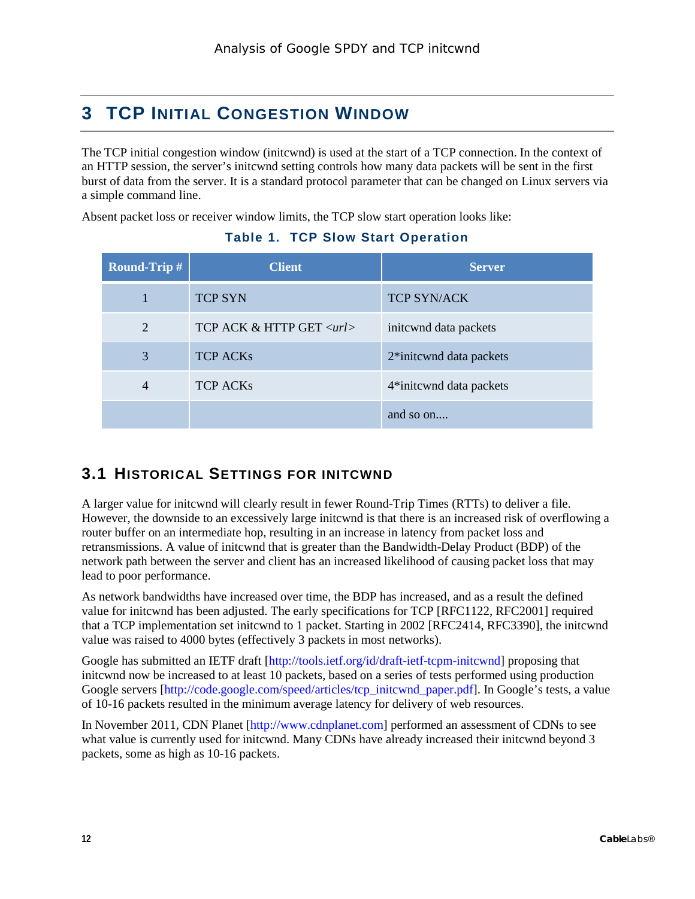# 3 TCP Initial Congestion Window

The TCP initial congestion window (initcwnd) is used at the start of a TCP connection. In the context of an HTTP session, the server's initcwnd setting controls how many data packets will be sent in the first burst of data from the server. It is a standard protocol parameter that can be changed on Linux servers via a simple command line.

Absent packet loss or receiver window limits, the TCP slow start operation looks like:

**Table 1. TCP Slow Start Operation**

| Round-Trip # | Client | Server |
|---|---|---|
| 1 | TCP SYN | TCP SYN/ACK |
| 2 | TCP ACK & HTTP GET *<url>* | initcwnd data packets |
| 3 | TCP ACKs | 2*initcwnd data packets |
| 4 | TCP ACKs | 4*initcwnd data packets |
| | | and so on.... |

## 3.1 Historical Settings for initcwnd

A larger value for initcwnd will clearly result in fewer Round-Trip Times (RTTs) to deliver a file. However, the downside to an excessively large initcwnd is that there is an increased risk of overflowing a router buffer on an intermediate hop, resulting in an increase in latency from packet loss and retransmissions. A value of initcwnd that is greater than the Bandwidth-Delay Product (BDP) of the network path between the server and client has an increased likelihood of causing packet loss that may lead to poor performance.

As network bandwidths have increased over time, the BDP has increased, and as a result the defined value for initcwnd has been adjusted. The early specifications for TCP [RFC1122, RFC2001] required that a TCP implementation set initcwnd to 1 packet. Starting in 2002 [RFC2414, RFC3390], the initcwnd value was raised to 4000 bytes (effectively 3 packets in most networks).

Google has submitted an IETF draft [http://tools.ietf.org/id/draft-ietf-tcpm-initcwnd] proposing that initcwnd now be increased to at least 10 packets, based on a series of tests performed using production Google servers [http://code.google.com/speed/articles/tcp_initcwnd_paper.pdf]. In Google's tests, a value of 10-16 packets resulted in the minimum average latency for delivery of web resources.

In November 2011, CDN Planet [http://www.cdnplanet.com] performed an assessment of CDNs to see what value is currently used for initcwnd. Many CDNs have already increased their initcwnd beyond 3 packets, some as high as 10-16 packets.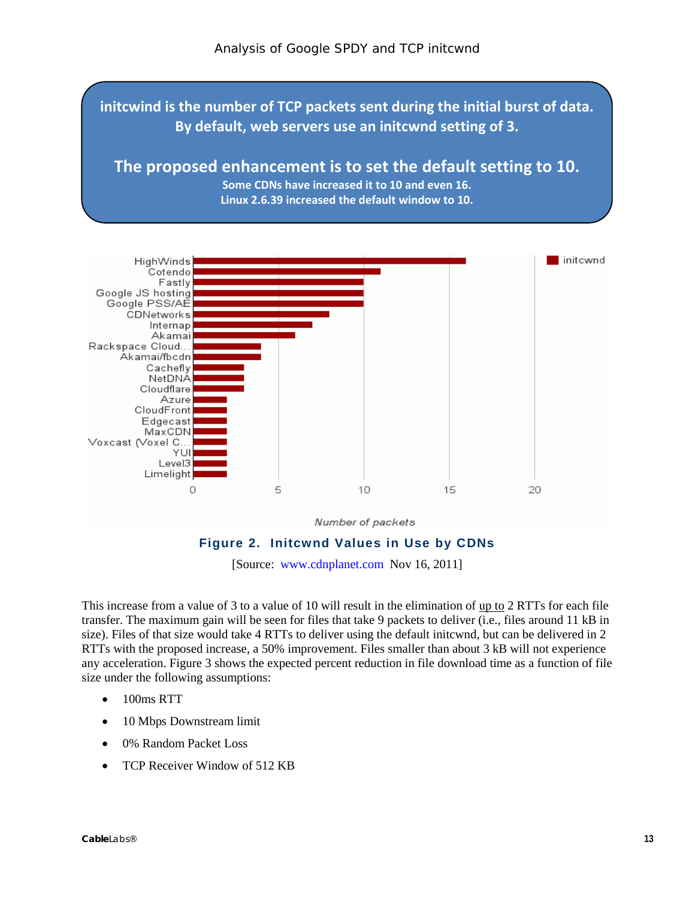**initcwind is the number of TCP packets sent during the initial burst of data. By default, web servers use an initcwnd setting of 3.**

**The proposed enhancement is to set the default setting to 10.**

**Some CDNs have increased it to 10 and even 16.**
**Linux 2.6.39 increased the default window to 10.**

| CDN | initcwnd (Number of packets) |
|---|---|
| HighWinds | 16 |
| Cotendo | 11 |
| Fastly | 10 |
| Google JS hosting | 10 |
| Google PSS/AE | 10 |
| CDNetworks | 8 |
| Internap | 7 |
| Akamai | 6 |
| Rackspace Cloud... | 4 |
| Akamai/fbcdn | 4 |
| Cachefly | 3 |
| NetDNA | 3 |
| Cloudflare | 3 |
| Azure | 2 |
| CloudFront | 2 |
| Edgecast | 2 |
| MaxCDN | 2 |
| Voxcast (Voxel C... | 2 |
| YUI | 2 |
| Level3 | 2 |
| Limelight | 2 |

**Figure 2. Initcwnd Values in Use by CDNs**

[Source: www.cdnplanet.com Nov 16, 2011]

This increase from a value of 3 to a value of 10 will result in the elimination of up to 2 RTTs for each file transfer. The maximum gain will be seen for files that take 9 packets to deliver (i.e., files around 11 kB in size). Files of that size would take 4 RTTs to deliver using the default initcwnd, but can be delivered in 2 RTTs with the proposed increase, a 50% improvement. Files smaller than about 3 kB will not experience any acceleration. Figure 3 shows the expected percent reduction in file download time as a function of file size under the following assumptions:

- 100ms RTT
- 10 Mbps Downstream limit
- 0% Random Packet Loss
- TCP Receiver Window of 512 KB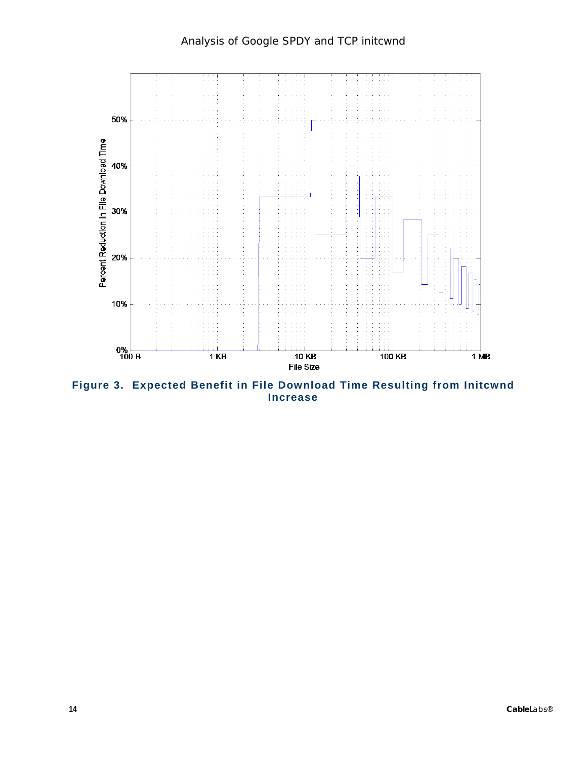**Figure 3. Expected Benefit in File Download Time Resulting from Initcwnd Increase**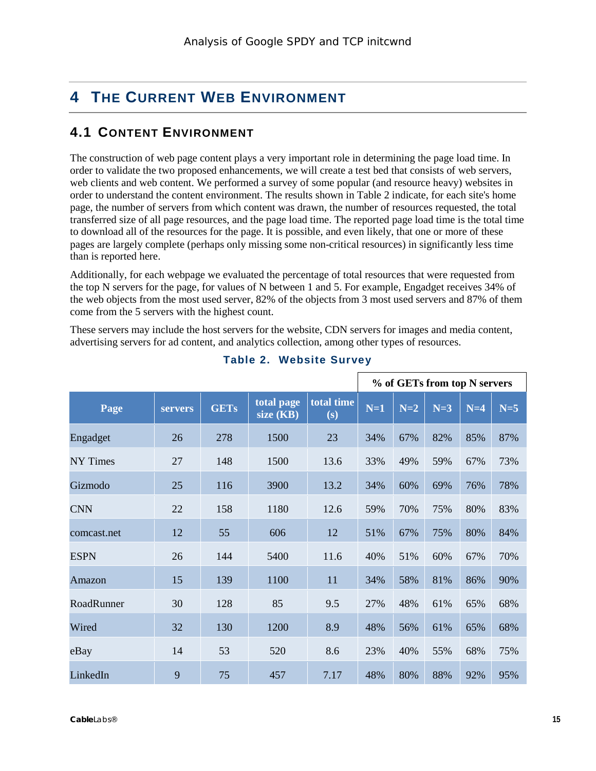# 4 The Current Web Environment

## 4.1 Content Environment

The construction of web page content plays a very important role in determining the page load time. In order to validate the two proposed enhancements, we will create a test bed that consists of web servers, web clients and web content. We performed a survey of some popular (and resource heavy) websites in order to understand the content environment. The results shown in Table 2 indicate, for each site's home page, the number of servers from which content was drawn, the number of resources requested, the total transferred size of all page resources, and the page load time. The reported page load time is the total time to download all of the resources for the page. It is possible, and even likely, that one or more of these pages are largely complete (perhaps only missing some non-critical resources) in significantly less time than is reported here.

Additionally, for each webpage we evaluated the percentage of total resources that were requested from the top N servers for the page, for values of N between 1 and 5. For example, Engadget receives 34% of the web objects from the most used server, 82% of the objects from 3 most used servers and 87% of them come from the 5 servers with the highest count.

These servers may include the host servers for the website, CDN servers for images and media content, advertising servers for ad content, and analytics collection, among other types of resources.

**Table 2. Website Survey**

| | | | | | % of GETs from top N servers | | | | |
|---|---|---|---|---|---|---|---|---|---|
| **Page** | **servers** | **GETs** | **total page size (KB)** | **total time (s)** | **N=1** | **N=2** | **N=3** | **N=4** | **N=5** |
| Engadget | 26 | 278 | 1500 | 23 | 34% | 67% | 82% | 85% | 87% |
| NY Times | 27 | 148 | 1500 | 13.6 | 33% | 49% | 59% | 67% | 73% |
| Gizmodo | 25 | 116 | 3900 | 13.2 | 34% | 60% | 69% | 76% | 78% |
| CNN | 22 | 158 | 1180 | 12.6 | 59% | 70% | 75% | 80% | 83% |
| comcast.net | 12 | 55 | 606 | 12 | 51% | 67% | 75% | 80% | 84% |
| ESPN | 26 | 144 | 5400 | 11.6 | 40% | 51% | 60% | 67% | 70% |
| Amazon | 15 | 139 | 1100 | 11 | 34% | 58% | 81% | 86% | 90% |
| RoadRunner | 30 | 128 | 85 | 9.5 | 27% | 48% | 61% | 65% | 68% |
| Wired | 32 | 130 | 1200 | 8.9 | 48% | 56% | 61% | 65% | 68% |
| eBay | 14 | 53 | 520 | 8.6 | 23% | 40% | 55% | 68% | 75% |
| LinkedIn | 9 | 75 | 457 | 7.17 | 48% | 80% | 88% | 92% | 95% |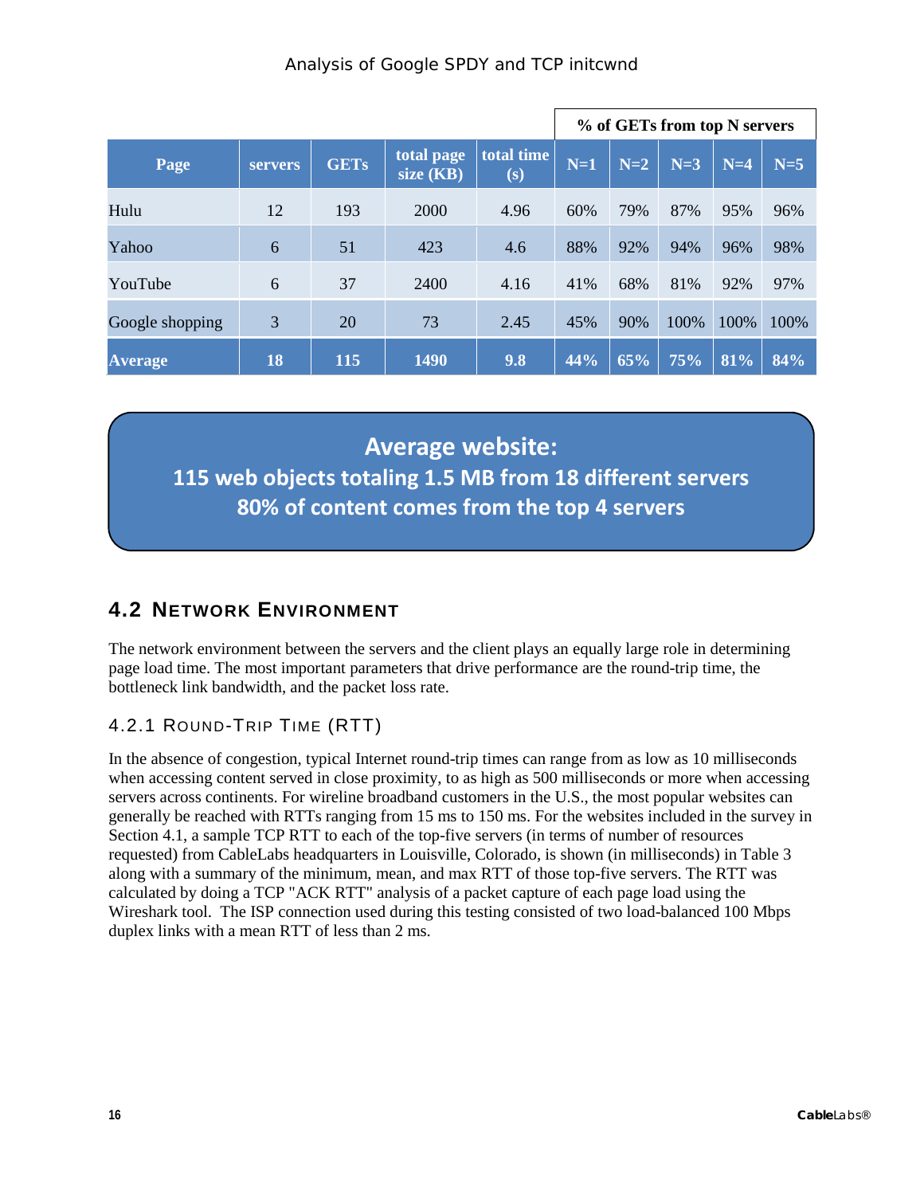| | | | | | % of GETs from top N servers | | | | |
|---|---|---|---|---|---|---|---|---|---|
| **Page** | **servers** | **GETs** | **total page size (KB)** | **total time (s)** | **N=1** | **N=2** | **N=3** | **N=4** | **N=5** |
| Hulu | 12 | 193 | 2000 | 4.96 | 60% | 79% | 87% | 95% | 96% |
| Yahoo | 6 | 51 | 423 | 4.6 | 88% | 92% | 94% | 96% | 98% |
| YouTube | 6 | 37 | 2400 | 4.16 | 41% | 68% | 81% | 92% | 97% |
| Google shopping | 3 | 20 | 73 | 2.45 | 45% | 90% | 100% | 100% | 100% |
| **Average** | **18** | **115** | **1490** | **9.8** | **44%** | **65%** | **75%** | **81%** | **84%** |

**Average website:**
**115 web objects totaling 1.5 MB from 18 different servers**
**80% of content comes from the top 4 servers**

## 4.2 Network Environment

The network environment between the servers and the client plays an equally large role in determining page load time. The most important parameters that drive performance are the round-trip time, the bottleneck link bandwidth, and the packet loss rate.

### 4.2.1 Round-Trip Time (RTT)

In the absence of congestion, typical Internet round-trip times can range from as low as 10 milliseconds when accessing content served in close proximity, to as high as 500 milliseconds or more when accessing servers across continents. For wireline broadband customers in the U.S., the most popular websites can generally be reached with RTTs ranging from 15 ms to 150 ms. For the websites included in the survey in Section 4.1, a sample TCP RTT to each of the top-five servers (in terms of number of resources requested) from CableLabs headquarters in Louisville, Colorado, is shown (in milliseconds) in Table 3 along with a summary of the minimum, mean, and max RTT of those top-five servers. The RTT was calculated by doing a TCP "ACK RTT" analysis of a packet capture of each page load using the Wireshark tool. The ISP connection used during this testing consisted of two load-balanced 100 Mbps duplex links with a mean RTT of less than 2 ms.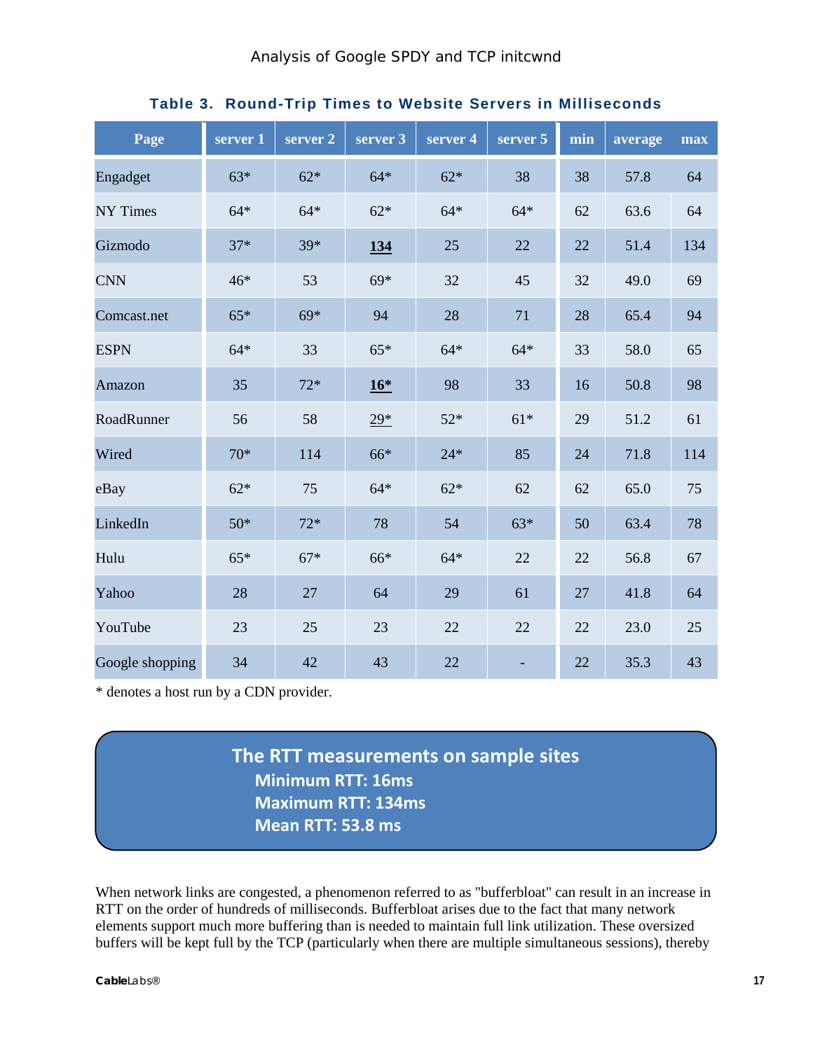**Table 3. Round-Trip Times to Website Servers in Milliseconds**

| Page | server 1 | server 2 | server 3 | server 4 | server 5 | min | average | max |
|---|---|---|---|---|---|---|---|---|
| Engadget | 63* | 62* | 64* | 62* | 38 | 38 | 57.8 | 64 |
| NY Times | 64* | 64* | 62* | 64* | 64* | 62 | 63.6 | 64 |
| Gizmodo | 37* | 39* | **134** | 25 | 22 | 22 | 51.4 | 134 |
| CNN | 46* | 53 | 69* | 32 | 45 | 32 | 49.0 | 69 |
| Comcast.net | 65* | 69* | 94 | 28 | 71 | 28 | 65.4 | 94 |
| ESPN | 64* | 33 | 65* | 64* | 64* | 33 | 58.0 | 65 |
| Amazon | 35 | 72* | **16*** | 98 | 33 | 16 | 50.8 | 98 |
| RoadRunner | 56 | 58 | 29* | 52* | 61* | 29 | 51.2 | 61 |
| Wired | 70* | 114 | 66* | 24* | 85 | 24 | 71.8 | 114 |
| eBay | 62* | 75 | 64* | 62* | 62 | 62 | 65.0 | 75 |
| LinkedIn | 50* | 72* | 78 | 54 | 63* | 50 | 63.4 | 78 |
| Hulu | 65* | 67* | 66* | 64* | 22 | 22 | 56.8 | 67 |
| Yahoo | 28 | 27 | 64 | 29 | 61 | 27 | 41.8 | 64 |
| YouTube | 23 | 25 | 23 | 22 | 22 | 22 | 23.0 | 25 |
| Google shopping | 34 | 42 | 43 | 22 | - | 22 | 35.3 | 43 |

* denotes a host run by a CDN provider.

**The RTT measurements on sample sites**
**Minimum RTT: 16ms**
**Maximum RTT: 134ms**
**Mean RTT: 53.8 ms**

When network links are congested, a phenomenon referred to as "bufferbloat" can result in an increase in RTT on the order of hundreds of milliseconds. Bufferbloat arises due to the fact that many network elements support much more buffering than is needed to maintain full link utilization. These oversized buffers will be kept full by the TCP (particularly when there are multiple simultaneous sessions), thereby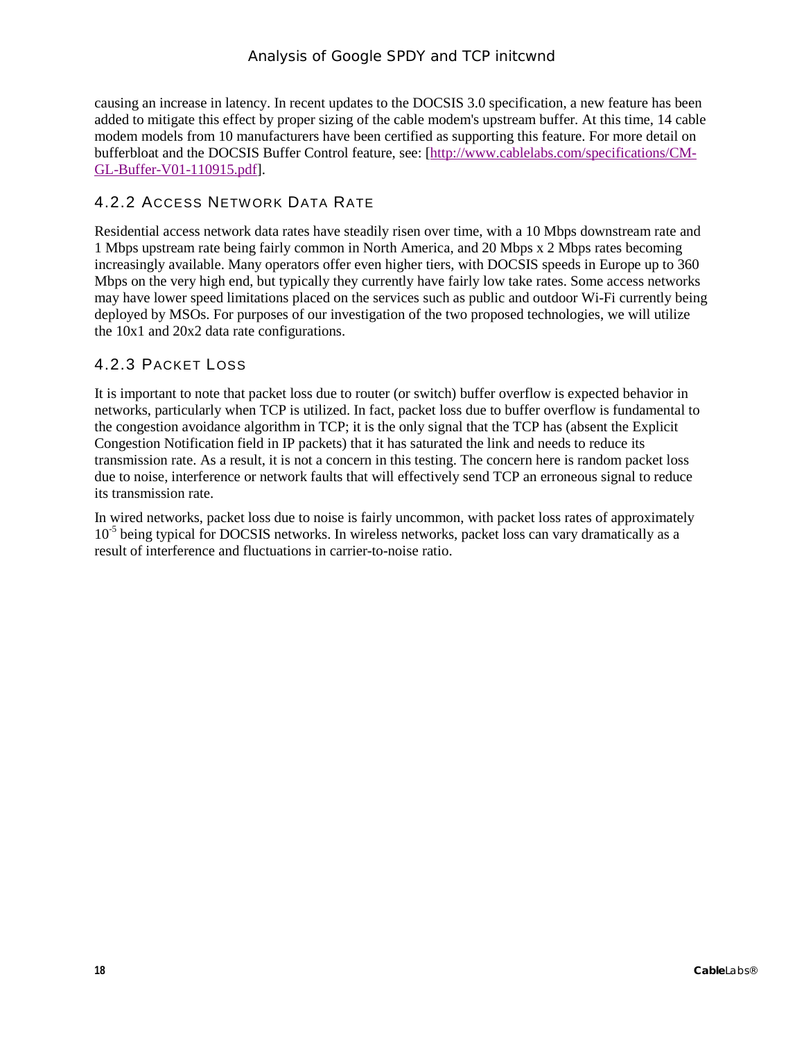causing an increase in latency. In recent updates to the DOCSIS 3.0 specification, a new feature has been added to mitigate this effect by proper sizing of the cable modem's upstream buffer. At this time, 14 cable modem models from 10 manufacturers have been certified as supporting this feature. For more detail on bufferbloat and the DOCSIS Buffer Control feature, see: [http://www.cablelabs.com/specifications/CM-GL-Buffer-V01-110915.pdf].

### 4.2.2 Access Network Data Rate

Residential access network data rates have steadily risen over time, with a 10 Mbps downstream rate and 1 Mbps upstream rate being fairly common in North America, and 20 Mbps x 2 Mbps rates becoming increasingly available. Many operators offer even higher tiers, with DOCSIS speeds in Europe up to 360 Mbps on the very high end, but typically they currently have fairly low take rates. Some access networks may have lower speed limitations placed on the services such as public and outdoor Wi-Fi currently being deployed by MSOs. For purposes of our investigation of the two proposed technologies, we will utilize the 10x1 and 20x2 data rate configurations.

### 4.2.3 Packet Loss

It is important to note that packet loss due to router (or switch) buffer overflow is expected behavior in networks, particularly when TCP is utilized. In fact, packet loss due to buffer overflow is fundamental to the congestion avoidance algorithm in TCP; it is the only signal that the TCP has (absent the Explicit Congestion Notification field in IP packets) that it has saturated the link and needs to reduce its transmission rate. As a result, it is not a concern in this testing. The concern here is random packet loss due to noise, interference or network faults that will effectively send TCP an erroneous signal to reduce its transmission rate.

In wired networks, packet loss due to noise is fairly uncommon, with packet loss rates of approximately $10^{-5}$ being typical for DOCSIS networks. In wireless networks, packet loss can vary dramatically as a result of interference and fluctuations in carrier-to-noise ratio.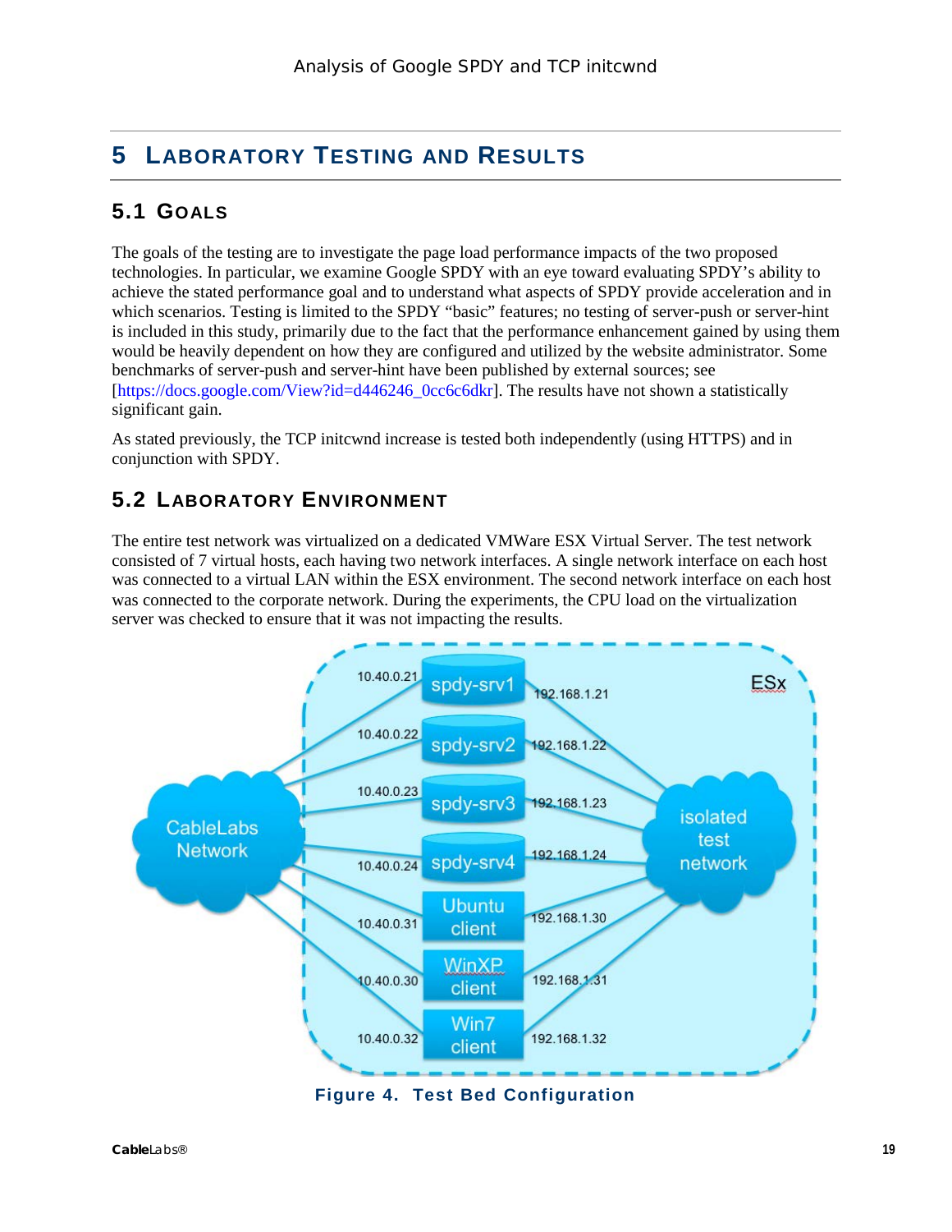# 5 Laboratory Testing and Results

## 5.1 Goals

The goals of the testing are to investigate the page load performance impacts of the two proposed technologies. In particular, we examine Google SPDY with an eye toward evaluating SPDY's ability to achieve the stated performance goal and to understand what aspects of SPDY provide acceleration and in which scenarios. Testing is limited to the SPDY "basic" features; no testing of server-push or server-hint is included in this study, primarily due to the fact that the performance enhancement gained by using them would be heavily dependent on how they are configured and utilized by the website administrator. Some benchmarks of server-push and server-hint have been published by external sources; see [https://docs.google.com/View?id=d446246_0cc6c6dkr]. The results have not shown a statistically significant gain.

As stated previously, the TCP initcwnd increase is tested both independently (using HTTPS) and in conjunction with SPDY.

## 5.2 Laboratory Environment

The entire test network was virtualized on a dedicated VMWare ESX Virtual Server. The test network consisted of 7 virtual hosts, each having two network interfaces. A single network interface on each host was connected to a virtual LAN within the ESX environment. The second network interface on each host was connected to the corporate network. During the experiments, the CPU load on the virtualization server was checked to ensure that it was not impacting the results.

Figure 4. Test Bed Configuration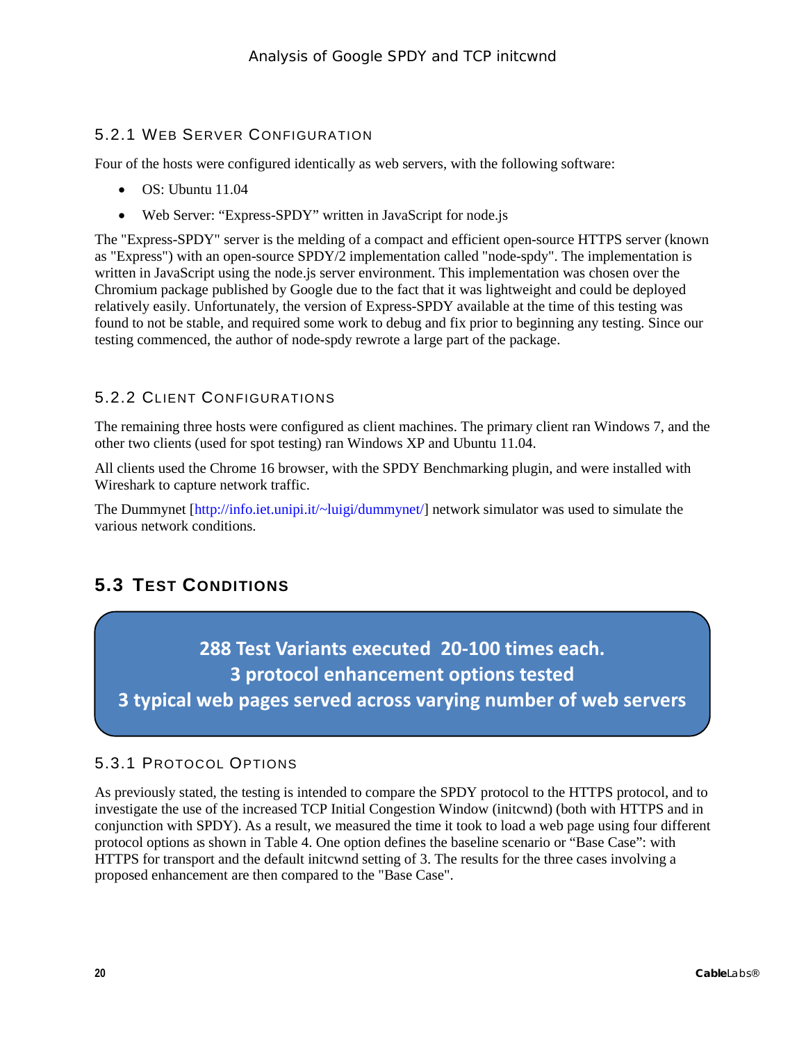### 5.2.1 Web Server Configuration

Four of the hosts were configured identically as web servers, with the following software:

- OS: Ubuntu 11.04
- Web Server: "Express-SPDY" written in JavaScript for node.js

The "Express-SPDY" server is the melding of a compact and efficient open-source HTTPS server (known as "Express") with an open-source SPDY/2 implementation called "node-spdy". The implementation is written in JavaScript using the node.js server environment. This implementation was chosen over the Chromium package published by Google due to the fact that it was lightweight and could be deployed relatively easily. Unfortunately, the version of Express-SPDY available at the time of this testing was found to not be stable, and required some work to debug and fix prior to beginning any testing. Since our testing commenced, the author of node-spdy rewrote a large part of the package.

### 5.2.2 Client Configurations

The remaining three hosts were configured as client machines. The primary client ran Windows 7, and the other two clients (used for spot testing) ran Windows XP and Ubuntu 11.04.

All clients used the Chrome 16 browser, with the SPDY Benchmarking plugin, and were installed with Wireshark to capture network traffic.

The Dummynet [http://info.iet.unipi.it/~luigi/dummynet/] network simulator was used to simulate the various network conditions.

## 5.3 Test Conditions

**288 Test Variants executed 20-100 times each.**
**3 protocol enhancement options tested**
**3 typical web pages served across varying number of web servers**

### 5.3.1 Protocol Options

As previously stated, the testing is intended to compare the SPDY protocol to the HTTPS protocol, and to investigate the use of the increased TCP Initial Congestion Window (initcwnd) (both with HTTPS and in conjunction with SPDY). As a result, we measured the time it took to load a web page using four different protocol options as shown in Table 4. One option defines the baseline scenario or "Base Case": with HTTPS for transport and the default initcwnd setting of 3. The results for the three cases involving a proposed enhancement are then compared to the "Base Case".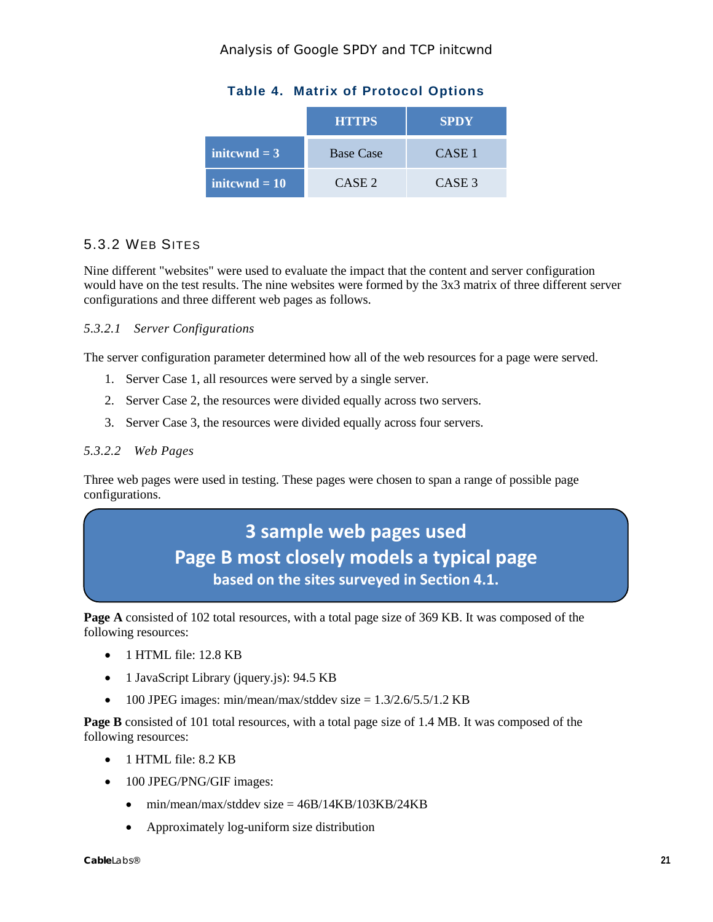**Table 4. Matrix of Protocol Options**

| | HTTPS | SPDY |
|---|---|---|
| **initcwnd = 3** | Base Case | CASE 1 |
| **initcwnd = 10** | CASE 2 | CASE 3 |

### 5.3.2 Web Sites

Nine different "websites" were used to evaluate the impact that the content and server configuration would have on the test results. The nine websites were formed by the 3x3 matrix of three different server configurations and three different web pages as follows.

#### *5.3.2.1 Server Configurations*

The server configuration parameter determined how all of the web resources for a page were served.

1. Server Case 1, all resources were served by a single server.
2. Server Case 2, the resources were divided equally across two servers.
3. Server Case 3, the resources were divided equally across four servers.

#### *5.3.2.2 Web Pages*

Three web pages were used in testing. These pages were chosen to span a range of possible page configurations.

> **3 sample web pages used**
> **Page B most closely models a typical page**
> **based on the sites surveyed in Section 4.1.**

**Page A** consisted of 102 total resources, with a total page size of 369 KB. It was composed of the following resources:

- 1 HTML file: 12.8 KB
- 1 JavaScript Library (jquery.js): 94.5 KB
- 100 JPEG images: min/mean/max/stddev size = 1.3/2.6/5.5/1.2 KB

**Page B** consisted of 101 total resources, with a total page size of 1.4 MB. It was composed of the following resources:

- 1 HTML file: 8.2 KB
- 100 JPEG/PNG/GIF images:
  - min/mean/max/stddev size = 46B/14KB/103KB/24KB
  - Approximately log-uniform size distribution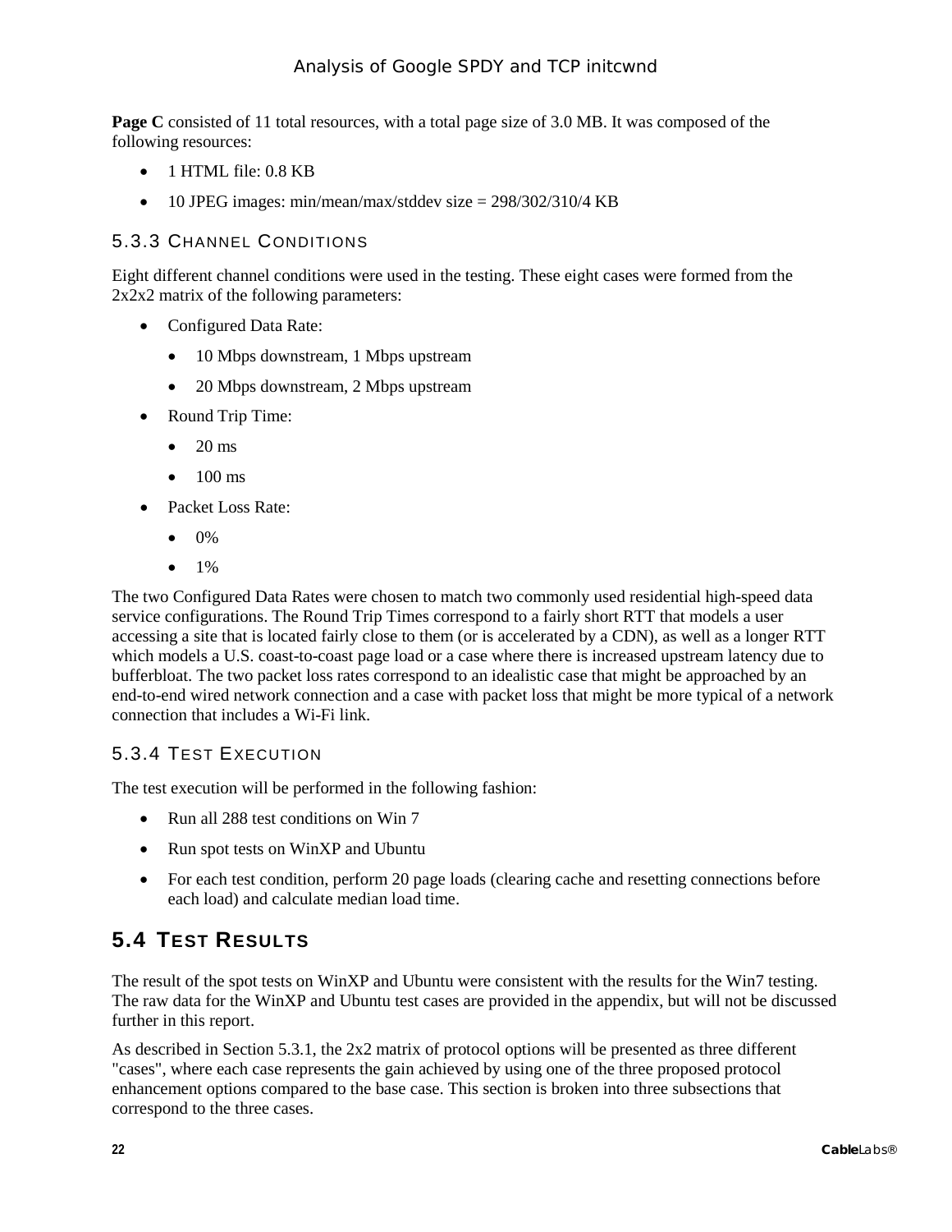**Page C** consisted of 11 total resources, with a total page size of 3.0 MB. It was composed of the following resources:

- 1 HTML file: 0.8 KB
- 10 JPEG images: min/mean/max/stddev size = 298/302/310/4 KB

### 5.3.3 Channel Conditions

Eight different channel conditions were used in the testing. These eight cases were formed from the 2x2x2 matrix of the following parameters:

- Configured Data Rate:
  - 10 Mbps downstream, 1 Mbps upstream
  - 20 Mbps downstream, 2 Mbps upstream
- Round Trip Time:
  - 20 ms
  - 100 ms
- Packet Loss Rate:
  - 0%
  - 1%

The two Configured Data Rates were chosen to match two commonly used residential high-speed data service configurations. The Round Trip Times correspond to a fairly short RTT that models a user accessing a site that is located fairly close to them (or is accelerated by a CDN), as well as a longer RTT which models a U.S. coast-to-coast page load or a case where there is increased upstream latency due to bufferbloat. The two packet loss rates correspond to an idealistic case that might be approached by an end-to-end wired network connection and a case with packet loss that might be more typical of a network connection that includes a Wi-Fi link.

### 5.3.4 Test Execution

The test execution will be performed in the following fashion:

- Run all 288 test conditions on Win 7
- Run spot tests on WinXP and Ubuntu
- For each test condition, perform 20 page loads (clearing cache and resetting connections before each load) and calculate median load time.

## 5.4 Test Results

The result of the spot tests on WinXP and Ubuntu were consistent with the results for the Win7 testing. The raw data for the WinXP and Ubuntu test cases are provided in the appendix, but will not be discussed further in this report.

As described in Section 5.3.1, the 2x2 matrix of protocol options will be presented as three different "cases", where each case represents the gain achieved by using one of the three proposed protocol enhancement options compared to the base case. This section is broken into three subsections that correspond to the three cases.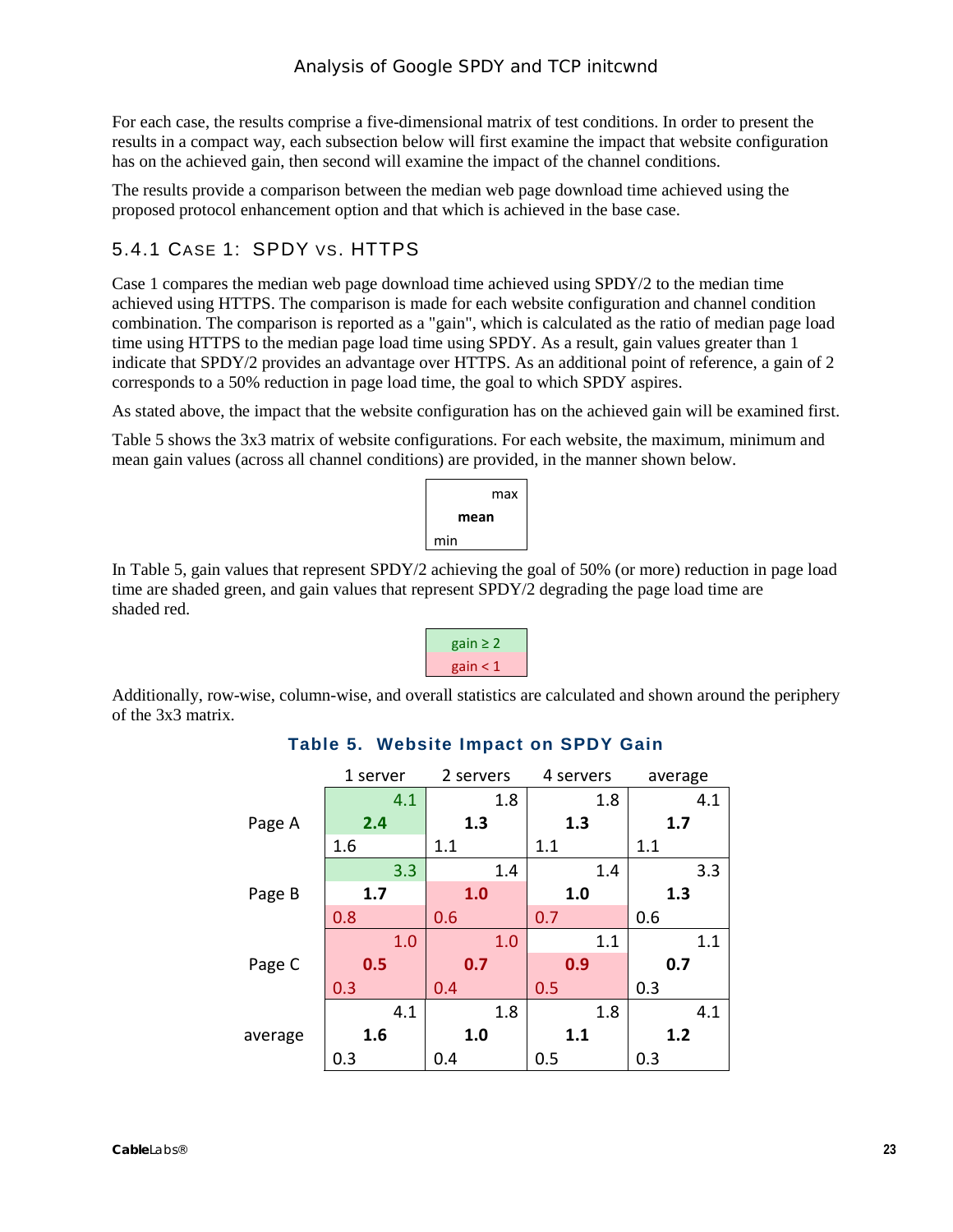For each case, the results comprise a five-dimensional matrix of test conditions. In order to present the results in a compact way, each subsection below will first examine the impact that website configuration has on the achieved gain, then second will examine the impact of the channel conditions.

The results provide a comparison between the median web page download time achieved using the proposed protocol enhancement option and that which is achieved in the base case.

### 5.4.1 Case 1: SPDY vs. HTTPS

Case 1 compares the median web page download time achieved using SPDY/2 to the median time achieved using HTTPS. The comparison is made for each website configuration and channel condition combination. The comparison is reported as a "gain", which is calculated as the ratio of median page load time using HTTPS to the median page load time using SPDY. As a result, gain values greater than 1 indicate that SPDY/2 provides an advantage over HTTPS. As an additional point of reference, a gain of 2 corresponds to a 50% reduction in page load time, the goal to which SPDY aspires.

As stated above, the impact that the website configuration has on the achieved gain will be examined first.

Table 5 shows the 3x3 matrix of website configurations. For each website, the maximum, minimum and mean gain values (across all channel conditions) are provided, in the manner shown below.

| |
|---|
| max |
| **mean** |
| min |

In Table 5, gain values that represent SPDY/2 achieving the goal of 50% (or more) reduction in page load time are shaded green, and gain values that represent SPDY/2 degrading the page load time are shaded red.

| |
|---|
| gain ≥ 2 |
| gain < 1 |

Additionally, row-wise, column-wise, and overall statistics are calculated and shown around the periphery of the 3x3 matrix.

**Table 5. Website Impact on SPDY Gain**

| | | 1 server | 2 servers | 4 servers | average |
|---|---|---|---|---|---|
| Page A | max | 4.1 | 1.8 | 1.8 | 4.1 |
| | mean | **2.4** | **1.3** | **1.3** | **1.7** |
| | min | 1.6 | 1.1 | 1.1 | 1.1 |
| Page B | max | 3.3 | 1.4 | 1.4 | 3.3 |
| | mean | **1.7** | **1.0** | **1.0** | **1.3** |
| | min | 0.8 | 0.6 | 0.7 | 0.6 |
| Page C | max | 1.0 | 1.0 | 1.1 | 1.1 |
| | mean | **0.5** | **0.7** | **0.9** | **0.7** |
| | min | 0.3 | 0.4 | 0.5 | 0.3 |
| average | max | 4.1 | 1.8 | 1.8 | 4.1 |
| | mean | **1.6** | **1.0** | **1.1** | **1.2** |
| | min | 0.3 | 0.4 | 0.5 | 0.3 |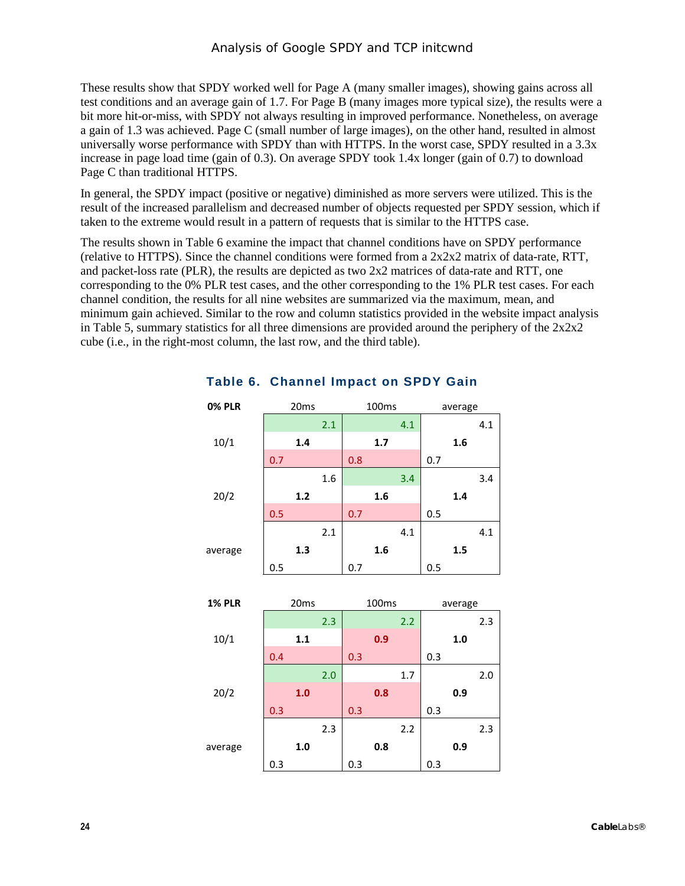These results show that SPDY worked well for Page A (many smaller images), showing gains across all test conditions and an average gain of 1.7. For Page B (many images more typical size), the results were a bit more hit-or-miss, with SPDY not always resulting in improved performance. Nonetheless, on average a gain of 1.3 was achieved. Page C (small number of large images), on the other hand, resulted in almost universally worse performance with SPDY than with HTTPS. In the worst case, SPDY resulted in a 3.3x increase in page load time (gain of 0.3). On average SPDY took 1.4x longer (gain of 0.7) to download Page C than traditional HTTPS.

In general, the SPDY impact (positive or negative) diminished as more servers were utilized. This is the result of the increased parallelism and decreased number of objects requested per SPDY session, which if taken to the extreme would result in a pattern of requests that is similar to the HTTPS case.

The results shown in Table 6 examine the impact that channel conditions have on SPDY performance (relative to HTTPS). Since the channel conditions were formed from a 2x2x2 matrix of data-rate, RTT, and packet-loss rate (PLR), the results are depicted as two 2x2 matrices of data-rate and RTT, one corresponding to the 0% PLR test cases, and the other corresponding to the 1% PLR test cases. For each channel condition, the results for all nine websites are summarized via the maximum, mean, and minimum gain achieved. Similar to the row and column statistics provided in the website impact analysis in Table 5, summary statistics for all three dimensions are provided around the periphery of the 2x2x2 cube (i.e., in the right-most column, the last row, and the third table).

## Table 6. Channel Impact on SPDY Gain

| 0% PLR | | 20ms | 100ms | average |
|---|---|---|---|---|
| 10/1 | max | 2.1 | 4.1 | 4.1 |
| | mean | **1.4** | **1.7** | **1.6** |
| | min | 0.7 | 0.8 | 0.7 |
| 20/2 | max | 1.6 | 3.4 | 3.4 |
| | mean | **1.2** | **1.6** | **1.4** |
| | min | 0.5 | 0.7 | 0.5 |
| average | max | 2.1 | 4.1 | 4.1 |
| | mean | **1.3** | **1.6** | **1.5** |
| | min | 0.5 | 0.7 | 0.5 |

| 1% PLR | | 20ms | 100ms | average |
|---|---|---|---|---|
| 10/1 | max | 2.3 | 2.2 | 2.3 |
| | mean | **1.1** | **0.9** | **1.0** |
| | min | 0.4 | 0.3 | 0.3 |
| 20/2 | max | 2.0 | 1.7 | 2.0 |
| | mean | **1.0** | **0.8** | **0.9** |
| | min | 0.3 | 0.3 | 0.3 |
| average | max | 2.3 | 2.2 | 2.3 |
| | mean | **1.0** | **0.8** | **0.9** |
| | min | 0.3 | 0.3 | 0.3 |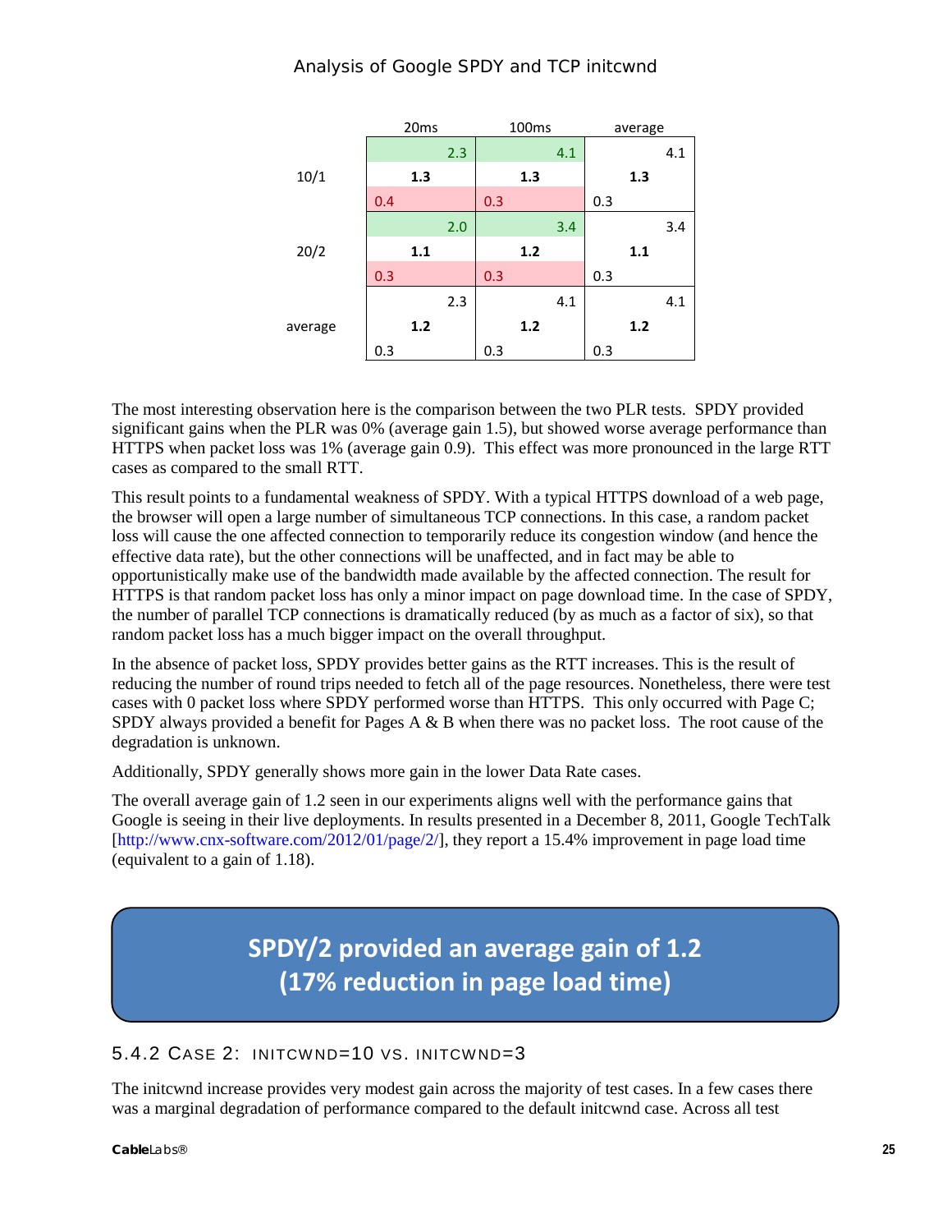|  | 20ms | 100ms | average |
|---|---|---|---|
| 10/1 | 2.3<br>**1.3**<br>0.4 | 4.1<br>**1.3**<br>0.3 | 4.1<br>**1.3**<br>0.3 |
| 20/2 | 2.0<br>**1.1**<br>0.3 | 3.4<br>**1.2**<br>0.3 | 3.4<br>**1.1**<br>0.3 |
| average | 2.3<br>**1.2**<br>0.3 | 4.1<br>**1.2**<br>0.3 | 4.1<br>**1.2**<br>0.3 |

The most interesting observation here is the comparison between the two PLR tests. SPDY provided significant gains when the PLR was 0% (average gain 1.5), but showed worse average performance than HTTPS when packet loss was 1% (average gain 0.9). This effect was more pronounced in the large RTT cases as compared to the small RTT.

This result points to a fundamental weakness of SPDY. With a typical HTTPS download of a web page, the browser will open a large number of simultaneous TCP connections. In this case, a random packet loss will cause the one affected connection to temporarily reduce its congestion window (and hence the effective data rate), but the other connections will be unaffected, and in fact may be able to opportunistically make use of the bandwidth made available by the affected connection. The result for HTTPS is that random packet loss has only a minor impact on page download time. In the case of SPDY, the number of parallel TCP connections is dramatically reduced (by as much as a factor of six), so that random packet loss has a much bigger impact on the overall throughput.

In the absence of packet loss, SPDY provides better gains as the RTT increases. This is the result of reducing the number of round trips needed to fetch all of the page resources. Nonetheless, there were test cases with 0 packet loss where SPDY performed worse than HTTPS. This only occurred with Page C; SPDY always provided a benefit for Pages A & B when there was no packet loss. The root cause of the degradation is unknown.

Additionally, SPDY generally shows more gain in the lower Data Rate cases.

The overall average gain of 1.2 seen in our experiments aligns well with the performance gains that Google is seeing in their live deployments. In results presented in a December 8, 2011, Google TechTalk [http://www.cnx-software.com/2012/01/page/2/], they report a 15.4% improvement in page load time (equivalent to a gain of 1.18).

> **SPDY/2 provided an average gain of 1.2**
> **(17% reduction in page load time)**

### 5.4.2 Case 2: initcwnd=10 vs. initcwnd=3

The initcwnd increase provides very modest gain across the majority of test cases. In a few cases there was a marginal degradation of performance compared to the default initcwnd case. Across all test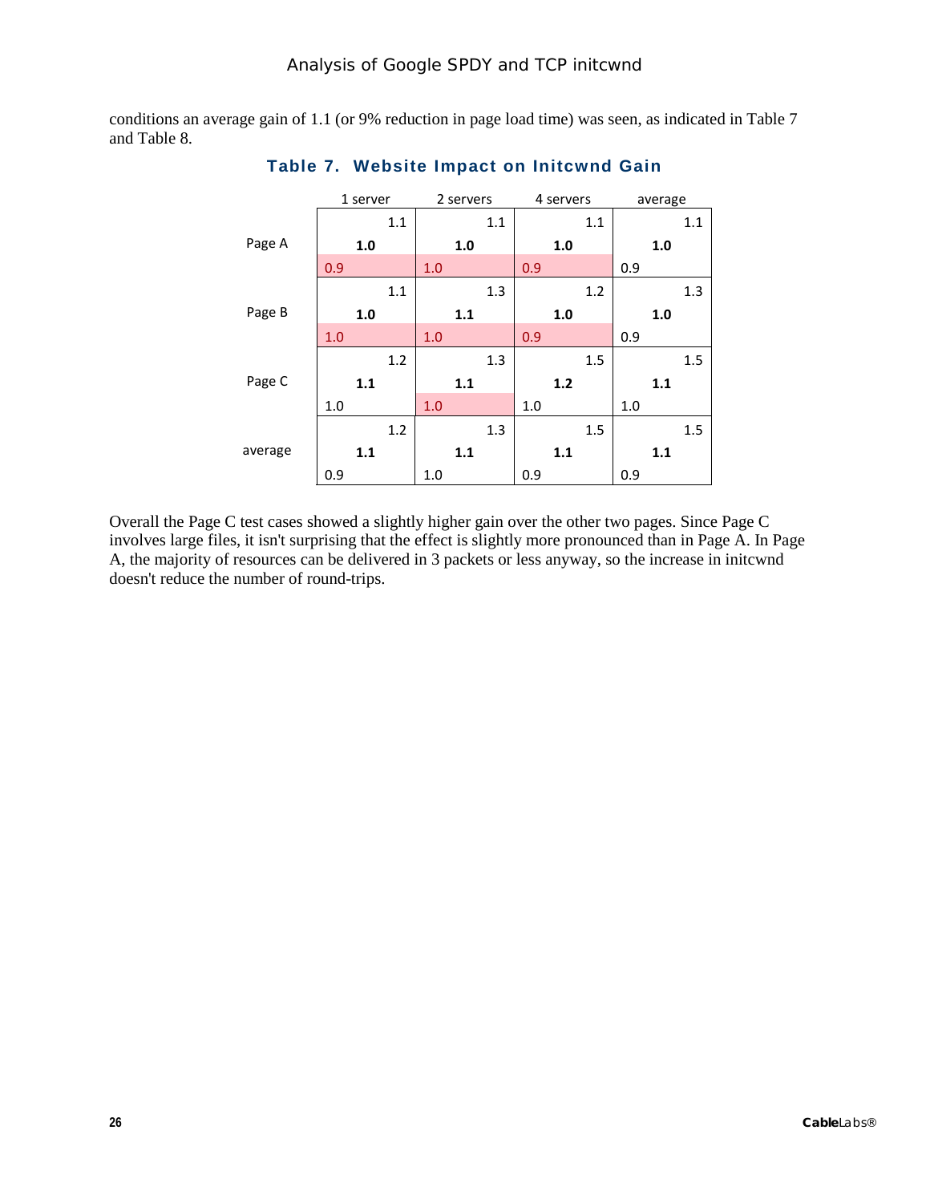conditions an average gain of 1.1 (or 9% reduction in page load time) was seen, as indicated in Table 7 and Table 8.

**Table 7. Website Impact on Initcwnd Gain**

| | 1 server | 2 servers | 4 servers | average |
|---|---|---|---|---|
| Page A | 1.1<br>**1.0**<br>0.9 | 1.1<br>**1.0**<br>1.0 | 1.1<br>**1.0**<br>0.9 | 1.1<br>**1.0**<br>0.9 |
| Page B | 1.1<br>**1.0**<br>1.0 | 1.3<br>**1.1**<br>1.0 | 1.2<br>**1.0**<br>0.9 | 1.3<br>**1.0**<br>0.9 |
| Page C | 1.2<br>**1.1**<br>1.0 | 1.3<br>**1.1**<br>1.0 | 1.5<br>**1.2**<br>1.0 | 1.5<br>**1.1**<br>1.0 |
| average | 1.2<br>**1.1**<br>0.9 | 1.3<br>**1.1**<br>1.0 | 1.5<br>**1.1**<br>0.9 | 1.5<br>**1.1**<br>0.9 |

Overall the Page C test cases showed a slightly higher gain over the other two pages. Since Page C involves large files, it isn't surprising that the effect is slightly more pronounced than in Page A. In Page A, the majority of resources can be delivered in 3 packets or less anyway, so the increase in initcwnd doesn't reduce the number of round-trips.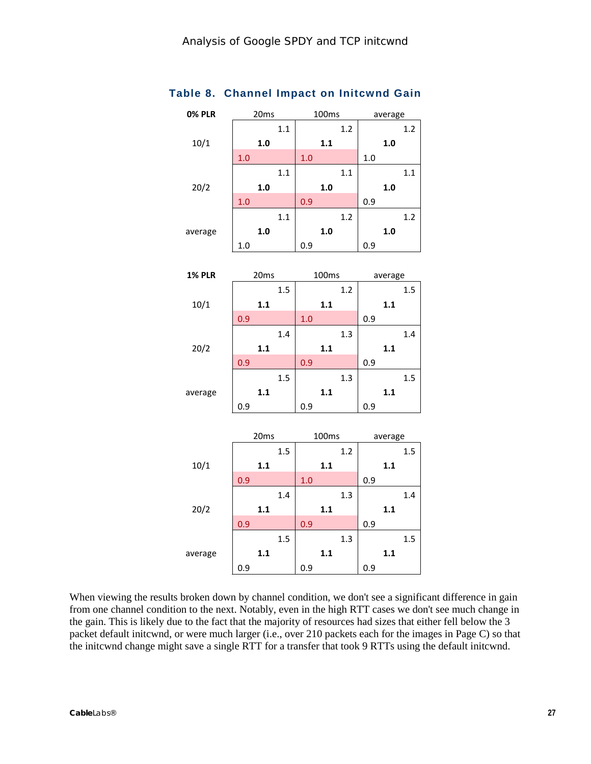## Table 8. Channel Impact on Initcwnd Gain

**0% PLR**

| | 20ms | 100ms | average |
|---|---|---|---|
| 10/1 | 1.1<br>**1.0**<br>1.0 | 1.2<br>**1.1**<br>1.0 | 1.2<br>**1.0**<br>1.0 |
| 20/2 | 1.1<br>**1.0**<br>1.0 | 1.1<br>**1.0**<br>0.9 | 1.1<br>**1.0**<br>0.9 |
| average | 1.1<br>**1.0**<br>1.0 | 1.2<br>**1.0**<br>0.9 | 1.2<br>**1.0**<br>0.9 |

**1% PLR**

| | 20ms | 100ms | average |
|---|---|---|---|
| 10/1 | 1.5<br>**1.1**<br>0.9 | 1.2<br>**1.1**<br>1.0 | 1.5<br>**1.1**<br>0.9 |
| 20/2 | 1.4<br>**1.1**<br>0.9 | 1.3<br>**1.1**<br>0.9 | 1.4<br>**1.1**<br>0.9 |
| average | 1.5<br>**1.1**<br>0.9 | 1.3<br>**1.1**<br>0.9 | 1.5<br>**1.1**<br>0.9 |

| | 20ms | 100ms | average |
|---|---|---|---|
| 10/1 | 1.5<br>**1.1**<br>0.9 | 1.2<br>**1.1**<br>1.0 | 1.5<br>**1.1**<br>0.9 |
| 20/2 | 1.4<br>**1.1**<br>0.9 | 1.3<br>**1.1**<br>0.9 | 1.4<br>**1.1**<br>0.9 |
| average | 1.5<br>**1.1**<br>0.9 | 1.3<br>**1.1**<br>0.9 | 1.5<br>**1.1**<br>0.9 |

When viewing the results broken down by channel condition, we don't see a significant difference in gain from one channel condition to the next. Notably, even in the high RTT cases we don't see much change in the gain. This is likely due to the fact that the majority of resources had sizes that either fell below the 3 packet default initcwnd, or were much larger (i.e., over 210 packets each for the images in Page C) so that the initcwnd change might save a single RTT for a transfer that took 9 RTTs using the default initcwnd.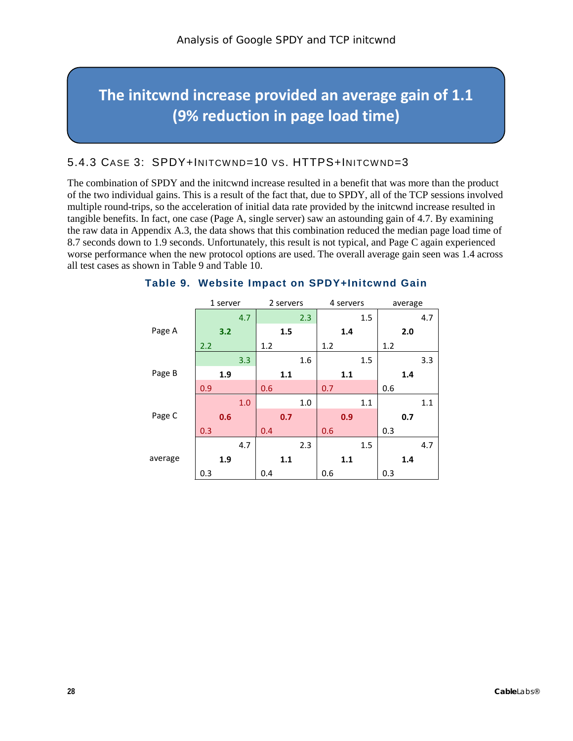**The initcwnd increase provided an average gain of 1.1 (9% reduction in page load time)**

### 5.4.3 Case 3: SPDY+Initcwnd=10 vs. HTTPS+Initcwnd=3

The combination of SPDY and the initcwnd increase resulted in a benefit that was more than the product of the two individual gains. This is a result of the fact that, due to SPDY, all of the TCP sessions involved multiple round-trips, so the acceleration of initial data rate provided by the initcwnd increase resulted in tangible benefits. In fact, one case (Page A, single server) saw an astounding gain of 4.7. By examining the raw data in Appendix A.3, the data shows that this combination reduced the median page load time of 8.7 seconds down to 1.9 seconds. Unfortunately, this result is not typical, and Page C again experienced worse performance when the new protocol options are used. The overall average gain seen was 1.4 across all test cases as shown in Table 9 and Table 10.

**Table 9. Website Impact on SPDY+Initcwnd Gain**

| | 1 server | 2 servers | 4 servers | average |
|---|---|---|---|---|
| Page A | 4.7<br>**3.2**<br>2.2 | 2.3<br>**1.5**<br>1.2 | 1.5<br>**1.4**<br>1.2 | 4.7<br>**2.0**<br>1.2 |
| Page B | 3.3<br>**1.9**<br>0.9 | 1.6<br>**1.1**<br>0.6 | 1.5<br>**1.1**<br>0.7 | 3.3<br>**1.4**<br>0.6 |
| Page C | 1.0<br>**0.6**<br>0.3 | 1.0<br>**0.7**<br>0.4 | 1.1<br>**0.9**<br>0.6 | 1.1<br>**0.7**<br>0.3 |
| average | 4.7<br>**1.9**<br>0.3 | 2.3<br>**1.1**<br>0.4 | 1.5<br>**1.1**<br>0.6 | 4.7<br>**1.4**<br>0.3 |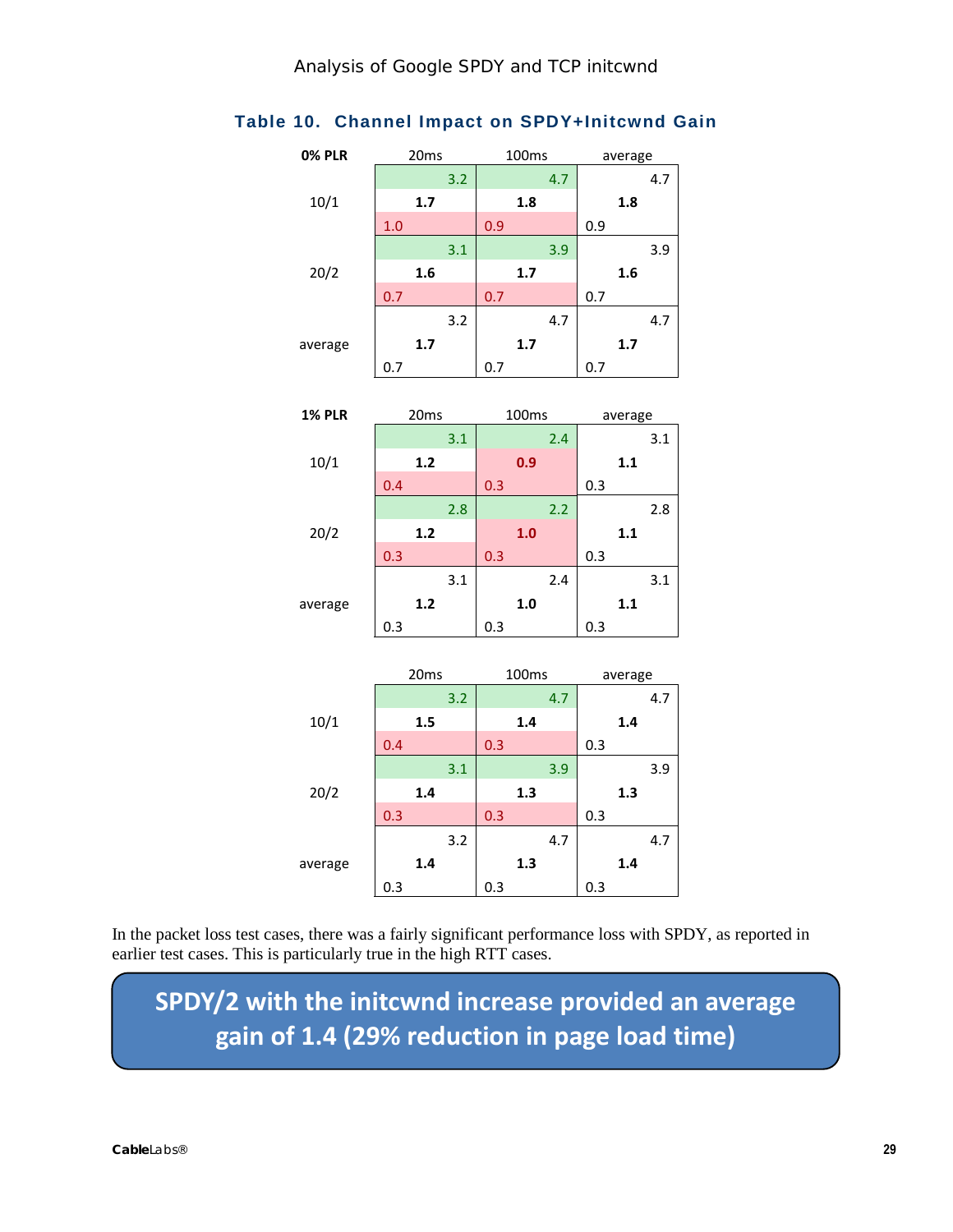**Table 10. Channel Impact on SPDY+Initcwnd Gain**

**0% PLR**

| | 20ms | 100ms | average |
|---|---|---|---|
| 10/1 | 3.2<br>**1.7**<br>1.0 | 4.7<br>**1.8**<br>0.9 | 4.7<br>**1.8**<br>0.9 |
| 20/2 | 3.1<br>**1.6**<br>0.7 | 3.9<br>**1.7**<br>0.7 | 3.9<br>**1.6**<br>0.7 |
| average | 3.2<br>**1.7**<br>0.7 | 4.7<br>**1.7**<br>0.7 | 4.7<br>**1.7**<br>0.7 |

**1% PLR**

| | 20ms | 100ms | average |
|---|---|---|---|
| 10/1 | 3.1<br>**1.2**<br>0.4 | 2.4<br>**0.9**<br>0.3 | 3.1<br>**1.1**<br>0.3 |
| 20/2 | 2.8<br>**1.2**<br>0.3 | 2.2<br>**1.0**<br>0.3 | 2.8<br>**1.1**<br>0.3 |
| average | 3.1<br>**1.2**<br>0.3 | 2.4<br>**1.0**<br>0.3 | 3.1<br>**1.1**<br>0.3 |

| | 20ms | 100ms | average |
|---|---|---|---|
| 10/1 | 3.2<br>**1.5**<br>0.4 | 4.7<br>**1.4**<br>0.3 | 4.7<br>**1.4**<br>0.3 |
| 20/2 | 3.1<br>**1.4**<br>0.3 | 3.9<br>**1.3**<br>0.3 | 3.9<br>**1.3**<br>0.3 |
| average | 3.2<br>**1.4**<br>0.3 | 4.7<br>**1.3**<br>0.3 | 4.7<br>**1.4**<br>0.3 |

In the packet loss test cases, there was a fairly significant performance loss with SPDY, as reported in earlier test cases. This is particularly true in the high RTT cases.

**SPDY/2 with the initcwnd increase provided an average gain of 1.4 (29% reduction in page load time)**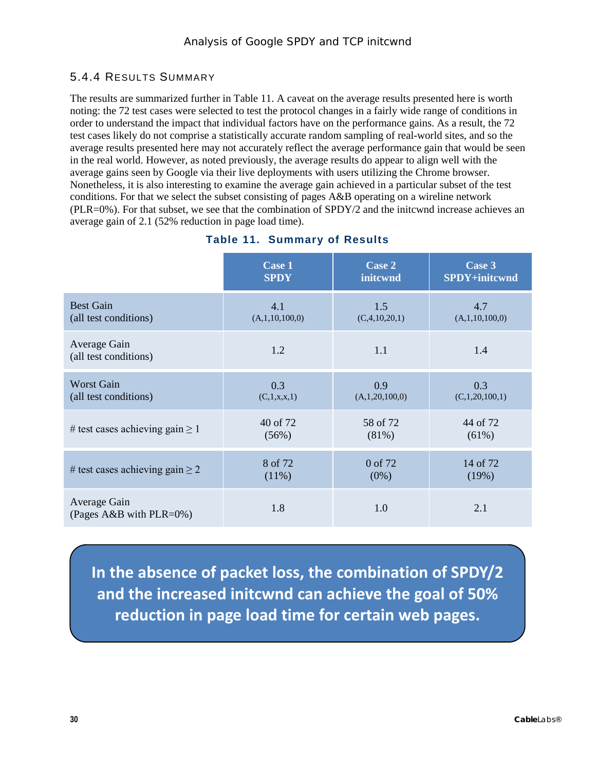### 5.4.4 Results Summary

The results are summarized further in Table 11. A caveat on the average results presented here is worth noting: the 72 test cases were selected to test the protocol changes in a fairly wide range of conditions in order to understand the impact that individual factors have on the performance gains. As a result, the 72 test cases likely do not comprise a statistically accurate random sampling of real-world sites, and so the average results presented here may not accurately reflect the average performance gain that would be seen in the real world. However, as noted previously, the average results do appear to align well with the average gains seen by Google via their live deployments with users utilizing the Chrome browser. Nonetheless, it is also interesting to examine the average gain achieved in a particular subset of the test conditions. For that we select the subset consisting of pages A&B operating on a wireline network (PLR=0%). For that subset, we see that the combination of SPDY/2 and the initcwnd increase achieves an average gain of 2.1 (52% reduction in page load time).

**Table 11. Summary of Results**

| | Case 1 SPDY | Case 2 initcwnd | Case 3 SPDY+initcwnd |
|---|---|---|---|
| Best Gain (all test conditions) | 4.1 (A,1,10,100,0) | 1.5 (C,4,10,20,1) | 4.7 (A,1,10,100,0) |
| Average Gain (all test conditions) | 1.2 | 1.1 | 1.4 |
| Worst Gain (all test conditions) | 0.3 (C,1,x,x,1) | 0.9 (A,1,20,100,0) | 0.3 (C,1,20,100,1) |
| # test cases achieving gain ≥ 1 | 40 of 72 (56%) | 58 of 72 (81%) | 44 of 72 (61%) |
| # test cases achieving gain ≥ 2 | 8 of 72 (11%) | 0 of 72 (0%) | 14 of 72 (19%) |
| Average Gain (Pages A&B with PLR=0%) | 1.8 | 1.0 | 2.1 |

**In the absence of packet loss, the combination of SPDY/2 and the increased initcwnd can achieve the goal of 50% reduction in page load time for certain web pages.**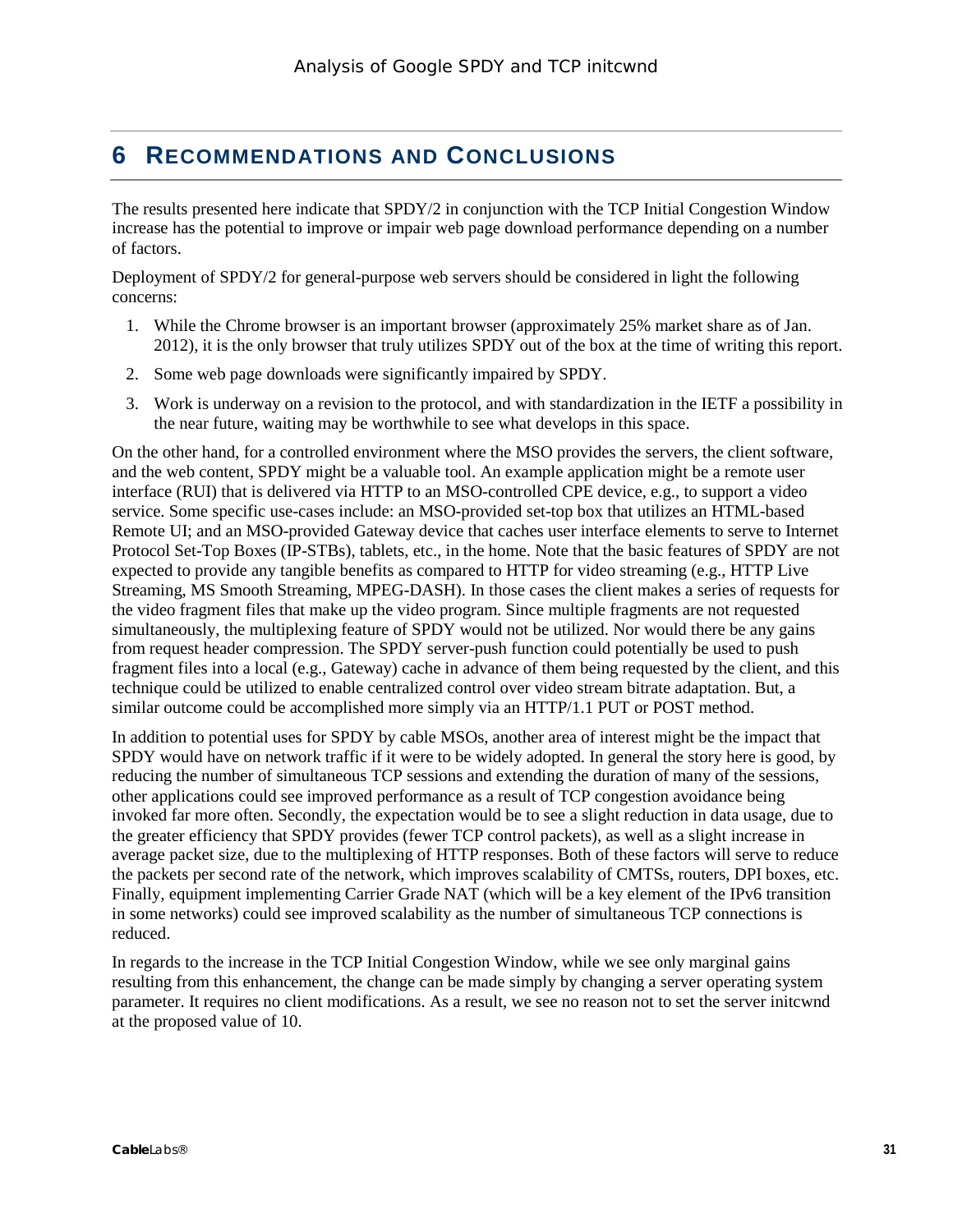# 6 RECOMMENDATIONS AND CONCLUSIONS

The results presented here indicate that SPDY/2 in conjunction with the TCP Initial Congestion Window increase has the potential to improve or impair web page download performance depending on a number of factors.

Deployment of SPDY/2 for general-purpose web servers should be considered in light the following concerns:

1. While the Chrome browser is an important browser (approximately 25% market share as of Jan. 2012), it is the only browser that truly utilizes SPDY out of the box at the time of writing this report.
2. Some web page downloads were significantly impaired by SPDY.
3. Work is underway on a revision to the protocol, and with standardization in the IETF a possibility in the near future, waiting may be worthwhile to see what develops in this space.

On the other hand, for a controlled environment where the MSO provides the servers, the client software, and the web content, SPDY might be a valuable tool. An example application might be a remote user interface (RUI) that is delivered via HTTP to an MSO-controlled CPE device, e.g., to support a video service. Some specific use-cases include: an MSO-provided set-top box that utilizes an HTML-based Remote UI; and an MSO-provided Gateway device that caches user interface elements to serve to Internet Protocol Set-Top Boxes (IP-STBs), tablets, etc., in the home. Note that the basic features of SPDY are not expected to provide any tangible benefits as compared to HTTP for video streaming (e.g., HTTP Live Streaming, MS Smooth Streaming, MPEG-DASH). In those cases the client makes a series of requests for the video fragment files that make up the video program. Since multiple fragments are not requested simultaneously, the multiplexing feature of SPDY would not be utilized. Nor would there be any gains from request header compression. The SPDY server-push function could potentially be used to push fragment files into a local (e.g., Gateway) cache in advance of them being requested by the client, and this technique could be utilized to enable centralized control over video stream bitrate adaptation. But, a similar outcome could be accomplished more simply via an HTTP/1.1 PUT or POST method.

In addition to potential uses for SPDY by cable MSOs, another area of interest might be the impact that SPDY would have on network traffic if it were to be widely adopted. In general the story here is good, by reducing the number of simultaneous TCP sessions and extending the duration of many of the sessions, other applications could see improved performance as a result of TCP congestion avoidance being invoked far more often. Secondly, the expectation would be to see a slight reduction in data usage, due to the greater efficiency that SPDY provides (fewer TCP control packets), as well as a slight increase in average packet size, due to the multiplexing of HTTP responses. Both of these factors will serve to reduce the packets per second rate of the network, which improves scalability of CMTSs, routers, DPI boxes, etc. Finally, equipment implementing Carrier Grade NAT (which will be a key element of the IPv6 transition in some networks) could see improved scalability as the number of simultaneous TCP connections is reduced.

In regards to the increase in the TCP Initial Congestion Window, while we see only marginal gains resulting from this enhancement, the change can be made simply by changing a server operating system parameter. It requires no client modifications. As a result, we see no reason not to set the server initcwnd at the proposed value of 10.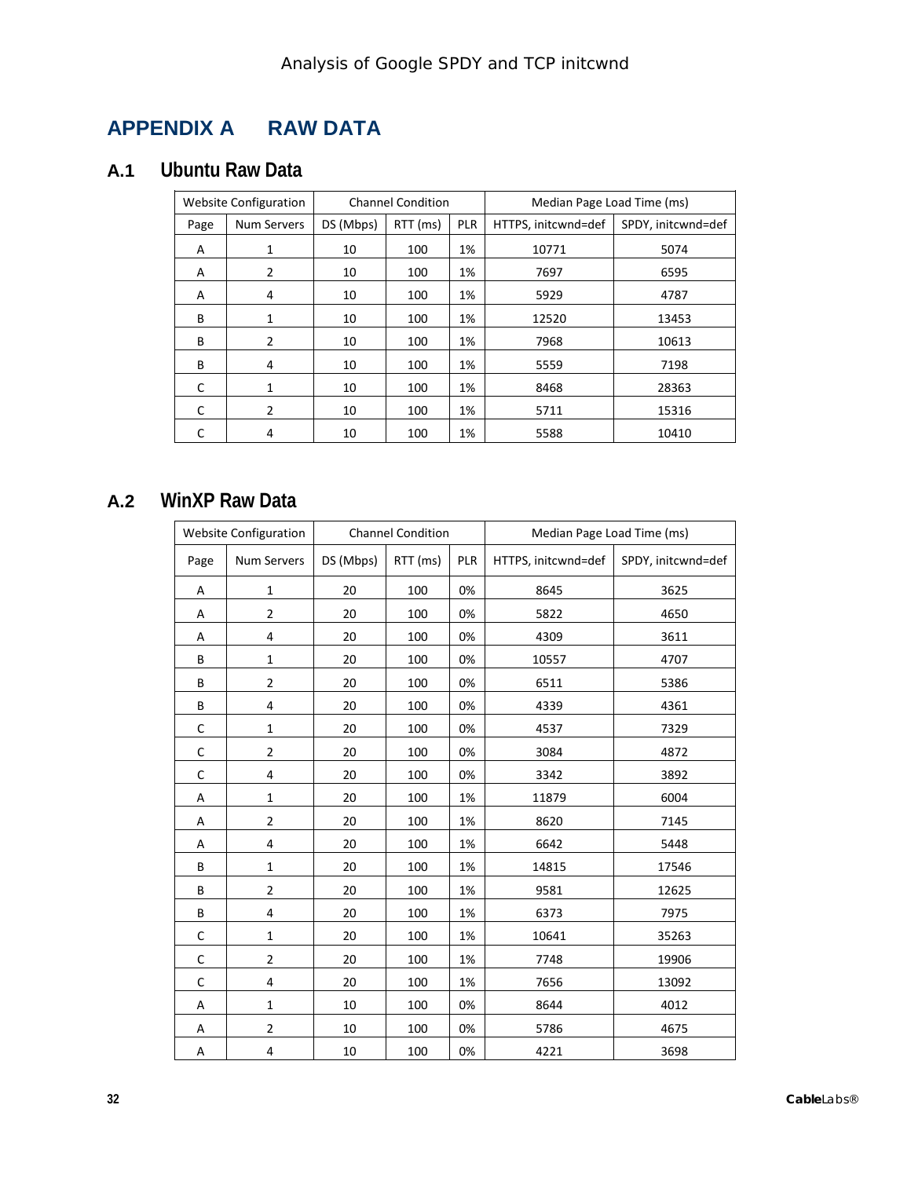# APPENDIX A RAW DATA

## A.1 Ubuntu Raw Data

| Website Configuration | | Channel Condition | | | Median Page Load Time (ms) | |
|---|---|---|---|---|---|---|
| Page | Num Servers | DS (Mbps) | RTT (ms) | PLR | HTTPS, initcwnd=def | SPDY, initcwnd=def |
| A | 1 | 10 | 100 | 1% | 10771 | 5074 |
| A | 2 | 10 | 100 | 1% | 7697 | 6595 |
| A | 4 | 10 | 100 | 1% | 5929 | 4787 |
| B | 1 | 10 | 100 | 1% | 12520 | 13453 |
| B | 2 | 10 | 100 | 1% | 7968 | 10613 |
| B | 4 | 10 | 100 | 1% | 5559 | 7198 |
| C | 1 | 10 | 100 | 1% | 8468 | 28363 |
| C | 2 | 10 | 100 | 1% | 5711 | 15316 |
| C | 4 | 10 | 100 | 1% | 5588 | 10410 |

## A.2 WinXP Raw Data

| Website Configuration | | Channel Condition | | | Median Page Load Time (ms) | |
|---|---|---|---|---|---|---|
| Page | Num Servers | DS (Mbps) | RTT (ms) | PLR | HTTPS, initcwnd=def | SPDY, initcwnd=def |
| A | 1 | 20 | 100 | 0% | 8645 | 3625 |
| A | 2 | 20 | 100 | 0% | 5822 | 4650 |
| A | 4 | 20 | 100 | 0% | 4309 | 3611 |
| B | 1 | 20 | 100 | 0% | 10557 | 4707 |
| B | 2 | 20 | 100 | 0% | 6511 | 5386 |
| B | 4 | 20 | 100 | 0% | 4339 | 4361 |
| C | 1 | 20 | 100 | 0% | 4537 | 7329 |
| C | 2 | 20 | 100 | 0% | 3084 | 4872 |
| C | 4 | 20 | 100 | 0% | 3342 | 3892 |
| A | 1 | 20 | 100 | 1% | 11879 | 6004 |
| A | 2 | 20 | 100 | 1% | 8620 | 7145 |
| A | 4 | 20 | 100 | 1% | 6642 | 5448 |
| B | 1 | 20 | 100 | 1% | 14815 | 17546 |
| B | 2 | 20 | 100 | 1% | 9581 | 12625 |
| B | 4 | 20 | 100 | 1% | 6373 | 7975 |
| C | 1 | 20 | 100 | 1% | 10641 | 35263 |
| C | 2 | 20 | 100 | 1% | 7748 | 19906 |
| C | 4 | 20 | 100 | 1% | 7656 | 13092 |
| A | 1 | 10 | 100 | 0% | 8644 | 4012 |
| A | 2 | 10 | 100 | 0% | 5786 | 4675 |
| A | 4 | 10 | 100 | 0% | 4221 | 3698 |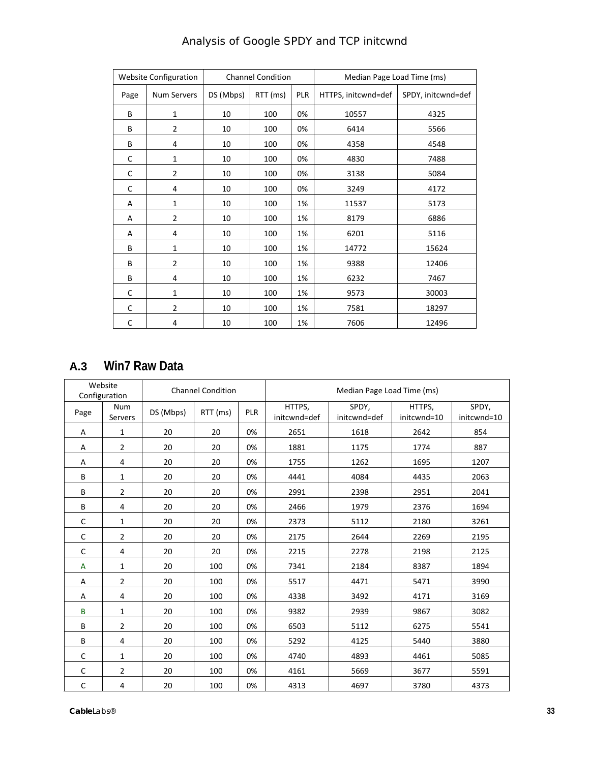| Website Configuration | | Channel Condition | | | Median Page Load Time (ms) | |
|---|---|---|---|---|---|---|
| Page | Num Servers | DS (Mbps) | RTT (ms) | PLR | HTTPS, initcwnd=def | SPDY, initcwnd=def |
| B | 1 | 10 | 100 | 0% | 10557 | 4325 |
| B | 2 | 10 | 100 | 0% | 6414 | 5566 |
| B | 4 | 10 | 100 | 0% | 4358 | 4548 |
| C | 1 | 10 | 100 | 0% | 4830 | 7488 |
| C | 2 | 10 | 100 | 0% | 3138 | 5084 |
| C | 4 | 10 | 100 | 0% | 3249 | 4172 |
| A | 1 | 10 | 100 | 1% | 11537 | 5173 |
| A | 2 | 10 | 100 | 1% | 8179 | 6886 |
| A | 4 | 10 | 100 | 1% | 6201 | 5116 |
| B | 1 | 10 | 100 | 1% | 14772 | 15624 |
| B | 2 | 10 | 100 | 1% | 9388 | 12406 |
| B | 4 | 10 | 100 | 1% | 6232 | 7467 |
| C | 1 | 10 | 100 | 1% | 9573 | 30003 |
| C | 2 | 10 | 100 | 1% | 7581 | 18297 |
| C | 4 | 10 | 100 | 1% | 7606 | 12496 |

## A.3 Win7 Raw Data

| Website Configuration | | Channel Condition | | | Median Page Load Time (ms) | | | |
|---|---|---|---|---|---|---|---|---|
| Page | Num Servers | DS (Mbps) | RTT (ms) | PLR | HTTPS, initcwnd=def | SPDY, initcwnd=def | HTTPS, initcwnd=10 | SPDY, initcwnd=10 |
| A | 1 | 20 | 20 | 0% | 2651 | 1618 | 2642 | 854 |
| A | 2 | 20 | 20 | 0% | 1881 | 1175 | 1774 | 887 |
| A | 4 | 20 | 20 | 0% | 1755 | 1262 | 1695 | 1207 |
| B | 1 | 20 | 20 | 0% | 4441 | 4084 | 4435 | 2063 |
| B | 2 | 20 | 20 | 0% | 2991 | 2398 | 2951 | 2041 |
| B | 4 | 20 | 20 | 0% | 2466 | 1979 | 2376 | 1694 |
| C | 1 | 20 | 20 | 0% | 2373 | 5112 | 2180 | 3261 |
| C | 2 | 20 | 20 | 0% | 2175 | 2644 | 2269 | 2195 |
| C | 4 | 20 | 20 | 0% | 2215 | 2278 | 2198 | 2125 |
| A | 1 | 20 | 100 | 0% | 7341 | 2184 | 8387 | 1894 |
| A | 2 | 20 | 100 | 0% | 5517 | 4471 | 5471 | 3990 |
| A | 4 | 20 | 100 | 0% | 4338 | 3492 | 4171 | 3169 |
| B | 1 | 20 | 100 | 0% | 9382 | 2939 | 9867 | 3082 |
| B | 2 | 20 | 100 | 0% | 6503 | 5112 | 6275 | 5541 |
| B | 4 | 20 | 100 | 0% | 5292 | 4125 | 5440 | 3880 |
| C | 1 | 20 | 100 | 0% | 4740 | 4893 | 4461 | 5085 |
| C | 2 | 20 | 100 | 0% | 4161 | 5669 | 3677 | 5591 |
| C | 4 | 20 | 100 | 0% | 4313 | 4697 | 3780 | 4373 |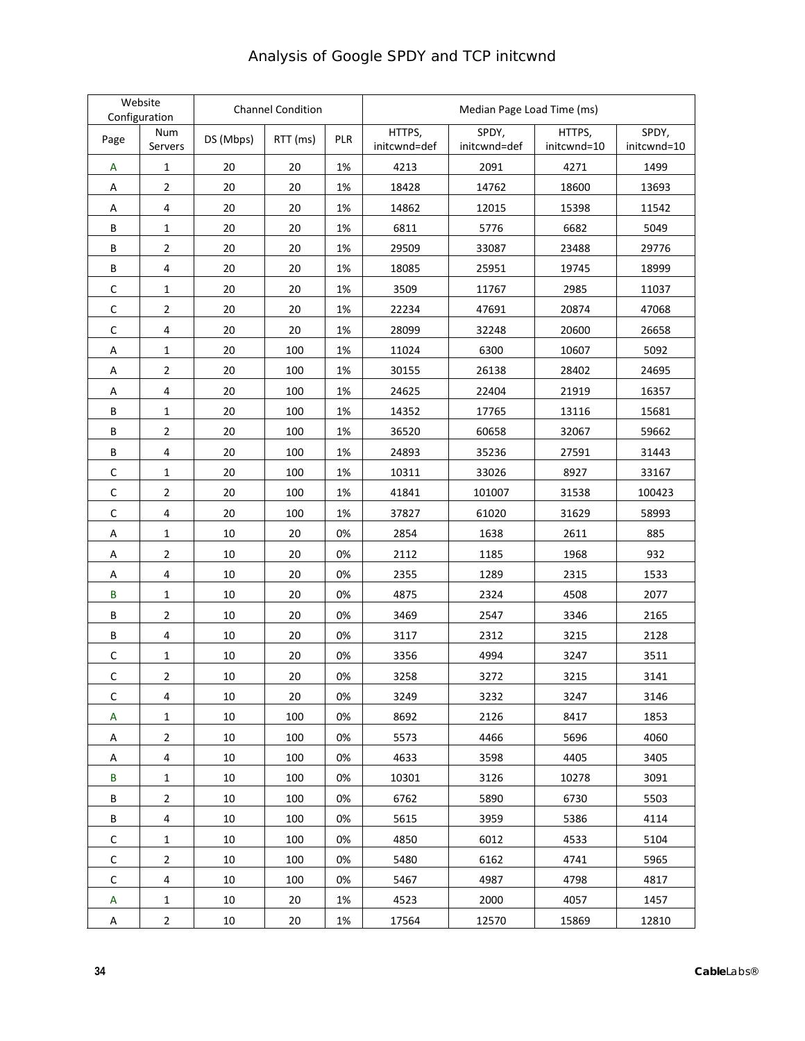| Website Configuration | | Channel Condition | | | Median Page Load Time (ms) | | | |
|---|---|---|---|---|---|---|---|---|
| Page | Num Servers | DS (Mbps) | RTT (ms) | PLR | HTTPS, initcwnd=def | SPDY, initcwnd=def | HTTPS, initcwnd=10 | SPDY, initcwnd=10 |
| A | 1 | 20 | 20 | 1% | 4213 | 2091 | 4271 | 1499 |
| A | 2 | 20 | 20 | 1% | 18428 | 14762 | 18600 | 13693 |
| A | 4 | 20 | 20 | 1% | 14862 | 12015 | 15398 | 11542 |
| B | 1 | 20 | 20 | 1% | 6811 | 5776 | 6682 | 5049 |
| B | 2 | 20 | 20 | 1% | 29509 | 33087 | 23488 | 29776 |
| B | 4 | 20 | 20 | 1% | 18085 | 25951 | 19745 | 18999 |
| C | 1 | 20 | 20 | 1% | 3509 | 11767 | 2985 | 11037 |
| C | 2 | 20 | 20 | 1% | 22234 | 47691 | 20874 | 47068 |
| C | 4 | 20 | 20 | 1% | 28099 | 32248 | 20600 | 26658 |
| A | 1 | 20 | 100 | 1% | 11024 | 6300 | 10607 | 5092 |
| A | 2 | 20 | 100 | 1% | 30155 | 26138 | 28402 | 24695 |
| A | 4 | 20 | 100 | 1% | 24625 | 22404 | 21919 | 16357 |
| B | 1 | 20 | 100 | 1% | 14352 | 17765 | 13116 | 15681 |
| B | 2 | 20 | 100 | 1% | 36520 | 60658 | 32067 | 59662 |
| B | 4 | 20 | 100 | 1% | 24893 | 35236 | 27591 | 31443 |
| C | 1 | 20 | 100 | 1% | 10311 | 33026 | 8927 | 33167 |
| C | 2 | 20 | 100 | 1% | 41841 | 101007 | 31538 | 100423 |
| C | 4 | 20 | 100 | 1% | 37827 | 61020 | 31629 | 58993 |
| A | 1 | 10 | 20 | 0% | 2854 | 1638 | 2611 | 885 |
| A | 2 | 10 | 20 | 0% | 2112 | 1185 | 1968 | 932 |
| A | 4 | 10 | 20 | 0% | 2355 | 1289 | 2315 | 1533 |
| B | 1 | 10 | 20 | 0% | 4875 | 2324 | 4508 | 2077 |
| B | 2 | 10 | 20 | 0% | 3469 | 2547 | 3346 | 2165 |
| B | 4 | 10 | 20 | 0% | 3117 | 2312 | 3215 | 2128 |
| C | 1 | 10 | 20 | 0% | 3356 | 4994 | 3247 | 3511 |
| C | 2 | 10 | 20 | 0% | 3258 | 3272 | 3215 | 3141 |
| C | 4 | 10 | 20 | 0% | 3249 | 3232 | 3247 | 3146 |
| A | 1 | 10 | 100 | 0% | 8692 | 2126 | 8417 | 1853 |
| A | 2 | 10 | 100 | 0% | 5573 | 4466 | 5696 | 4060 |
| A | 4 | 10 | 100 | 0% | 4633 | 3598 | 4405 | 3405 |
| B | 1 | 10 | 100 | 0% | 10301 | 3126 | 10278 | 3091 |
| B | 2 | 10 | 100 | 0% | 6762 | 5890 | 6730 | 5503 |
| B | 4 | 10 | 100 | 0% | 5615 | 3959 | 5386 | 4114 |
| C | 1 | 10 | 100 | 0% | 4850 | 6012 | 4533 | 5104 |
| C | 2 | 10 | 100 | 0% | 5480 | 6162 | 4741 | 5965 |
| C | 4 | 10 | 100 | 0% | 5467 | 4987 | 4798 | 4817 |
| A | 1 | 10 | 20 | 1% | 4523 | 2000 | 4057 | 1457 |
| A | 2 | 10 | 20 | 1% | 17564 | 12570 | 15869 | 12810 |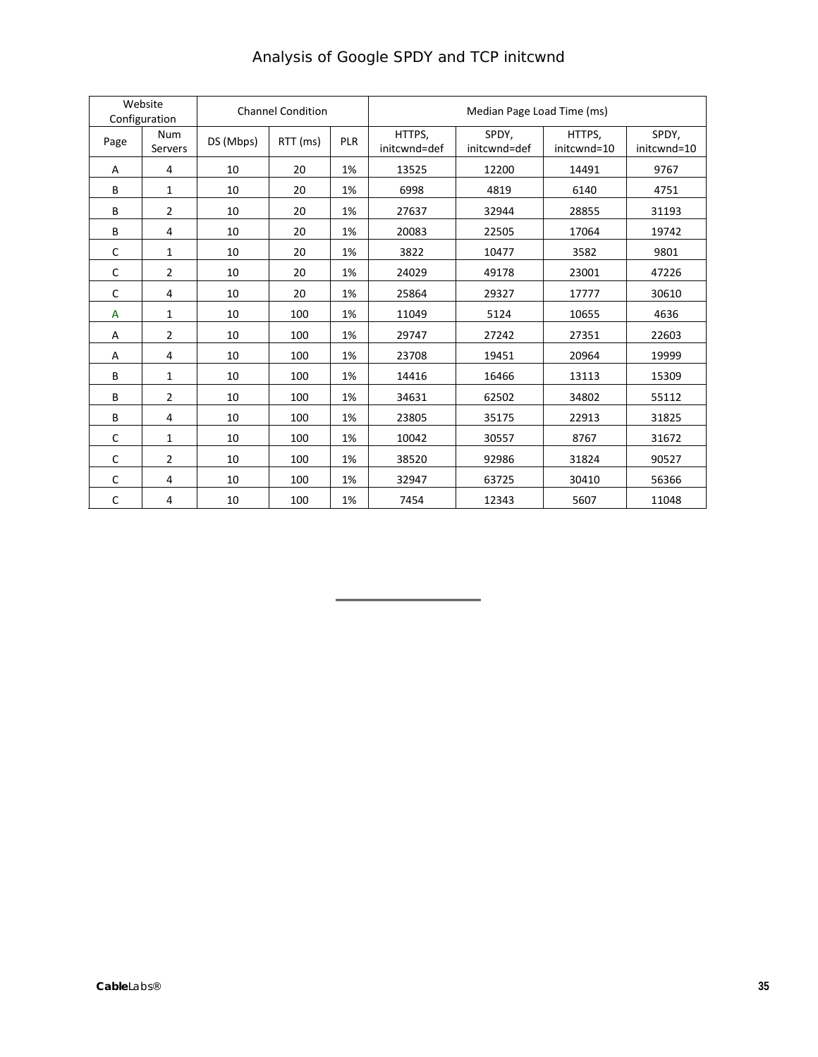| Website Configuration | | Channel Condition | | | Median Page Load Time (ms) | | | |
|---|---|---|---|---|---|---|---|---|
| Page | Num Servers | DS (Mbps) | RTT (ms) | PLR | HTTPS, initcwnd=def | SPDY, initcwnd=def | HTTPS, initcwnd=10 | SPDY, initcwnd=10 |
| A | 4 | 10 | 20 | 1% | 13525 | 12200 | 14491 | 9767 |
| B | 1 | 10 | 20 | 1% | 6998 | 4819 | 6140 | 4751 |
| B | 2 | 10 | 20 | 1% | 27637 | 32944 | 28855 | 31193 |
| B | 4 | 10 | 20 | 1% | 20083 | 22505 | 17064 | 19742 |
| C | 1 | 10 | 20 | 1% | 3822 | 10477 | 3582 | 9801 |
| C | 2 | 10 | 20 | 1% | 24029 | 49178 | 23001 | 47226 |
| C | 4 | 10 | 20 | 1% | 25864 | 29327 | 17777 | 30610 |
| A | 1 | 10 | 100 | 1% | 11049 | 5124 | 10655 | 4636 |
| A | 2 | 10 | 100 | 1% | 29747 | 27242 | 27351 | 22603 |
| A | 4 | 10 | 100 | 1% | 23708 | 19451 | 20964 | 19999 |
| B | 1 | 10 | 100 | 1% | 14416 | 16466 | 13113 | 15309 |
| B | 2 | 10 | 100 | 1% | 34631 | 62502 | 34802 | 55112 |
| B | 4 | 10 | 100 | 1% | 23805 | 35175 | 22913 | 31825 |
| C | 1 | 10 | 100 | 1% | 10042 | 30557 | 8767 | 31672 |
| C | 2 | 10 | 100 | 1% | 38520 | 92986 | 31824 | 90527 |
| C | 4 | 10 | 100 | 1% | 32947 | 63725 | 30410 | 56366 |
| C | 4 | 10 | 100 | 1% | 7454 | 12343 | 5607 | 11048 |